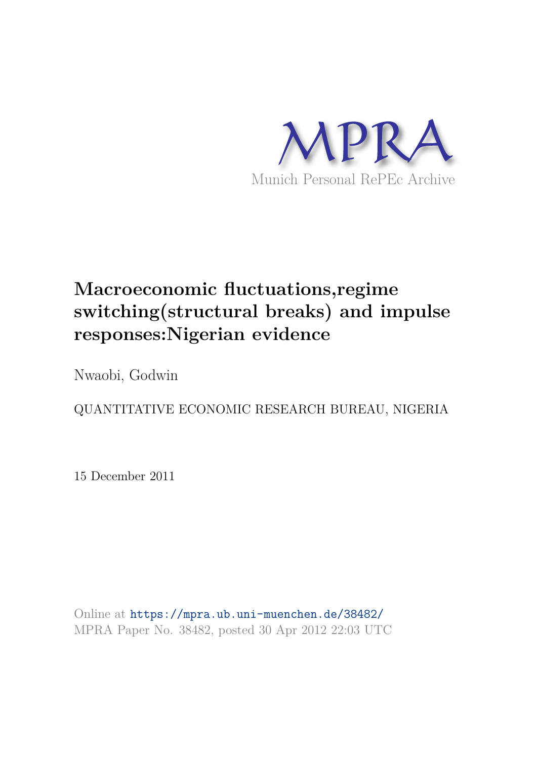MPRA

Munich Personal RePEc Archive

# Macroeconomic fluctuations,regime switching(structural breaks) and impulse responses:Nigerian evidence

Nwaobi, Godwin

QUANTITATIVE ECONOMIC RESEARCH BUREAU, NIGERIA

15 December 2011

Online at https://mpra.ub.uni-muenchen.de/38482/
MPRA Paper No. 38482, posted 30 Apr 2012 22:03 UTC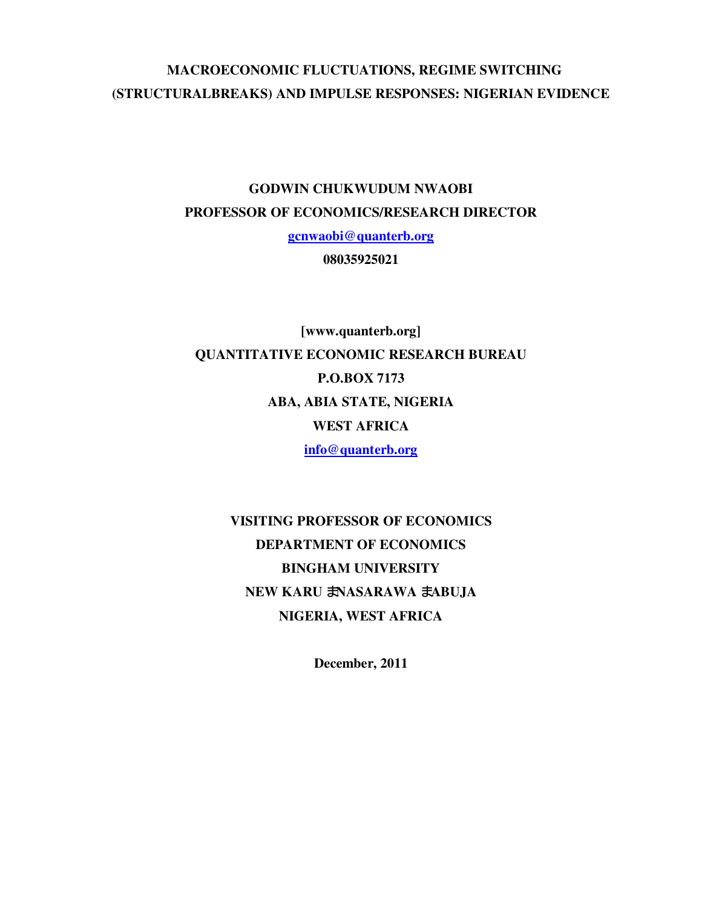# MACROECONOMIC FLUCTUATIONS, REGIME SWITCHING (STRUCTURALBREAKS) AND IMPULSE RESPONSES: NIGERIAN EVIDENCE

**GODWIN CHUKWUDUM NWAOBI**

**PROFESSOR OF ECONOMICS/RESEARCH DIRECTOR**

**gcnwaobi@quanterb.org**

**08035925021**

**[www.quanterb.org]**

**QUANTITATIVE ECONOMIC RESEARCH BUREAU**

**P.O.BOX 7173**

**ABA, ABIA STATE, NIGERIA**

**WEST AFRICA**

**info@quanterb.org**

**VISITING PROFESSOR OF ECONOMICS**

**DEPARTMENT OF ECONOMICS**

**BINGHAM UNIVERSITY**

**NEW KARU 丰NASARAWA 丰ABUJA**

**NIGERIA, WEST AFRICA**

**December, 2011**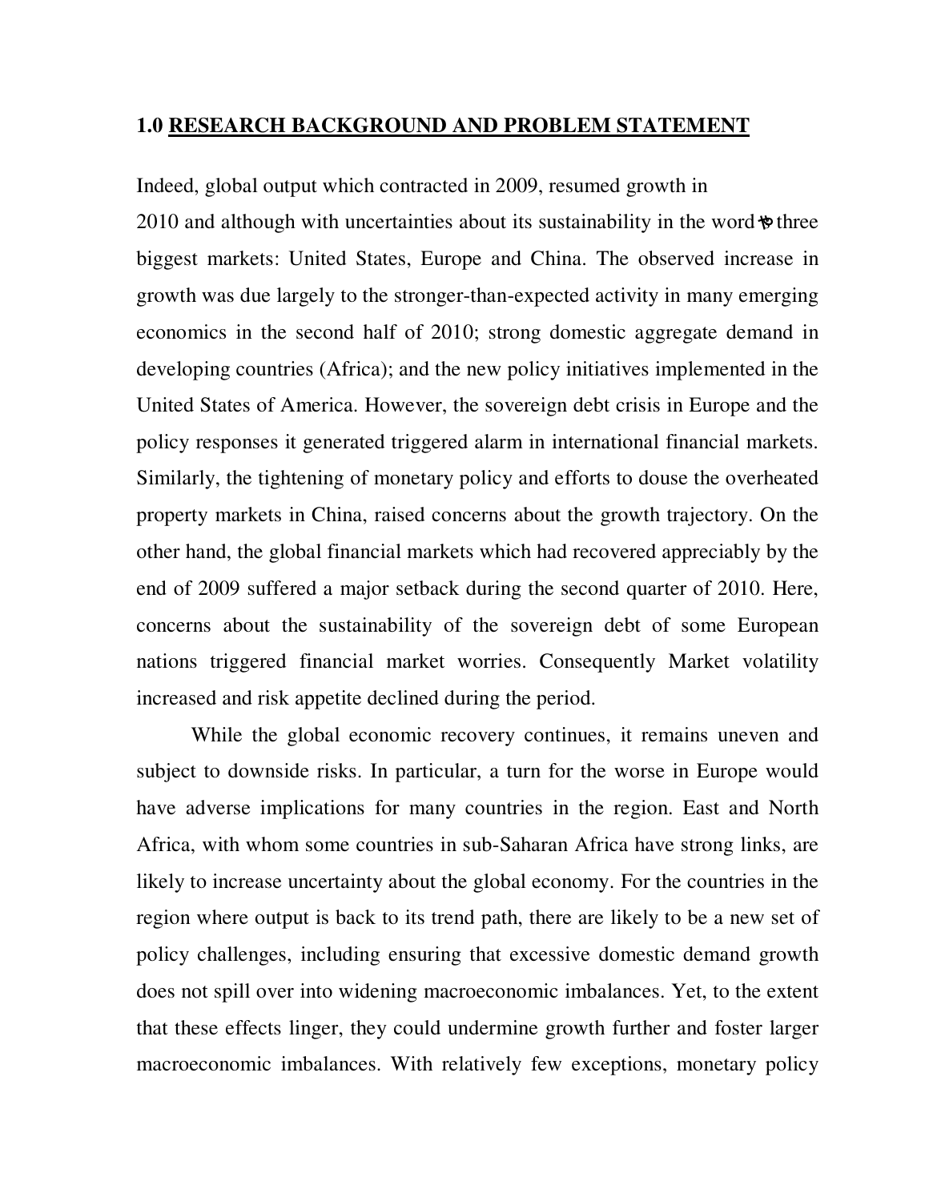## 1.0 RESEARCH BACKGROUND AND PROBLEM STATEMENT

Indeed, global output which contracted in 2009, resumed growth in 2010 and although with uncertainties about its sustainability in the word's three biggest markets: United States, Europe and China. The observed increase in growth was due largely to the stronger-than-expected activity in many emerging economics in the second half of 2010; strong domestic aggregate demand in developing countries (Africa); and the new policy initiatives implemented in the United States of America. However, the sovereign debt crisis in Europe and the policy responses it generated triggered alarm in international financial markets. Similarly, the tightening of monetary policy and efforts to douse the overheated property markets in China, raised concerns about the growth trajectory. On the other hand, the global financial markets which had recovered appreciably by the end of 2009 suffered a major setback during the second quarter of 2010. Here, concerns about the sustainability of the sovereign debt of some European nations triggered financial market worries. Consequently Market volatility increased and risk appetite declined during the period.

While the global economic recovery continues, it remains uneven and subject to downside risks. In particular, a turn for the worse in Europe would have adverse implications for many countries in the region. East and North Africa, with whom some countries in sub-Saharan Africa have strong links, are likely to increase uncertainty about the global economy. For the countries in the region where output is back to its trend path, there are likely to be a new set of policy challenges, including ensuring that excessive domestic demand growth does not spill over into widening macroeconomic imbalances. Yet, to the extent that these effects linger, they could undermine growth further and foster larger macroeconomic imbalances. With relatively few exceptions, monetary policy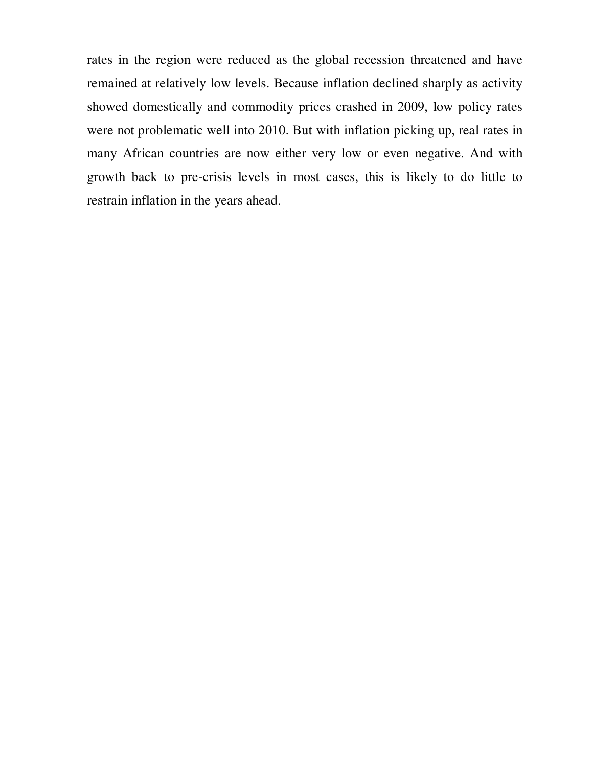rates in the region were reduced as the global recession threatened and have remained at relatively low levels. Because inflation declined sharply as activity showed domestically and commodity prices crashed in 2009, low policy rates were not problematic well into 2010. But with inflation picking up, real rates in many African countries are now either very low or even negative. And with growth back to pre-crisis levels in most cases, this is likely to do little to restrain inflation in the years ahead.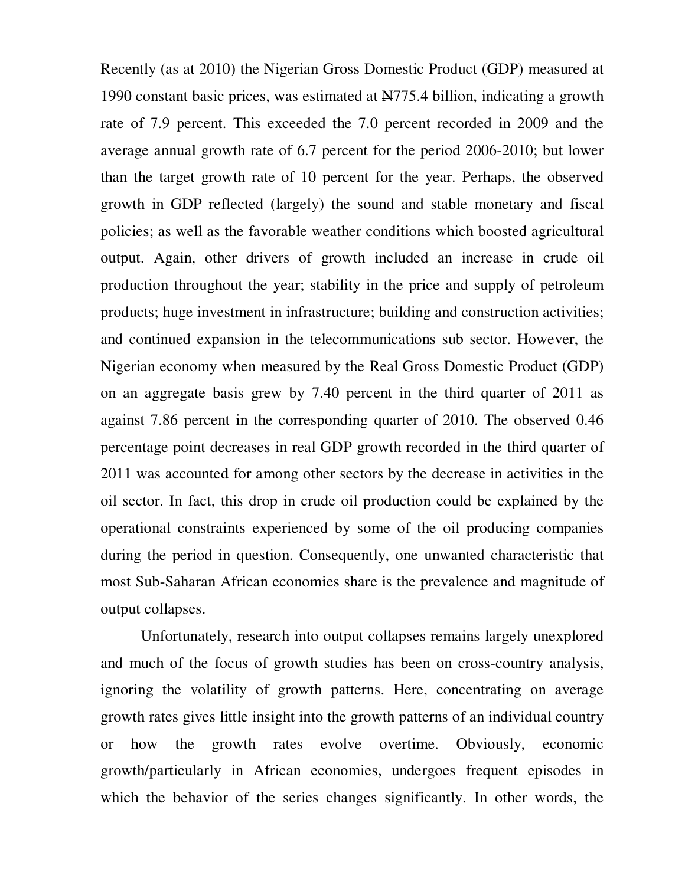Recently (as at 2010) the Nigerian Gross Domestic Product (GDP) measured at 1990 constant basic prices, was estimated at ₦775.4 billion, indicating a growth rate of 7.9 percent. This exceeded the 7.0 percent recorded in 2009 and the average annual growth rate of 6.7 percent for the period 2006-2010; but lower than the target growth rate of 10 percent for the year. Perhaps, the observed growth in GDP reflected (largely) the sound and stable monetary and fiscal policies; as well as the favorable weather conditions which boosted agricultural output. Again, other drivers of growth included an increase in crude oil production throughout the year; stability in the price and supply of petroleum products; huge investment in infrastructure; building and construction activities; and continued expansion in the telecommunications sub sector. However, the Nigerian economy when measured by the Real Gross Domestic Product (GDP) on an aggregate basis grew by 7.40 percent in the third quarter of 2011 as against 7.86 percent in the corresponding quarter of 2010. The observed 0.46 percentage point decreases in real GDP growth recorded in the third quarter of 2011 was accounted for among other sectors by the decrease in activities in the oil sector. In fact, this drop in crude oil production could be explained by the operational constraints experienced by some of the oil producing companies during the period in question. Consequently, one unwanted characteristic that most Sub-Saharan African economies share is the prevalence and magnitude of output collapses.

Unfortunately, research into output collapses remains largely unexplored and much of the focus of growth studies has been on cross-country analysis, ignoring the volatility of growth patterns. Here, concentrating on average growth rates gives little insight into the growth patterns of an individual country or how the growth rates evolve overtime. Obviously, economic growth/particularly in African economies, undergoes frequent episodes in which the behavior of the series changes significantly. In other words, the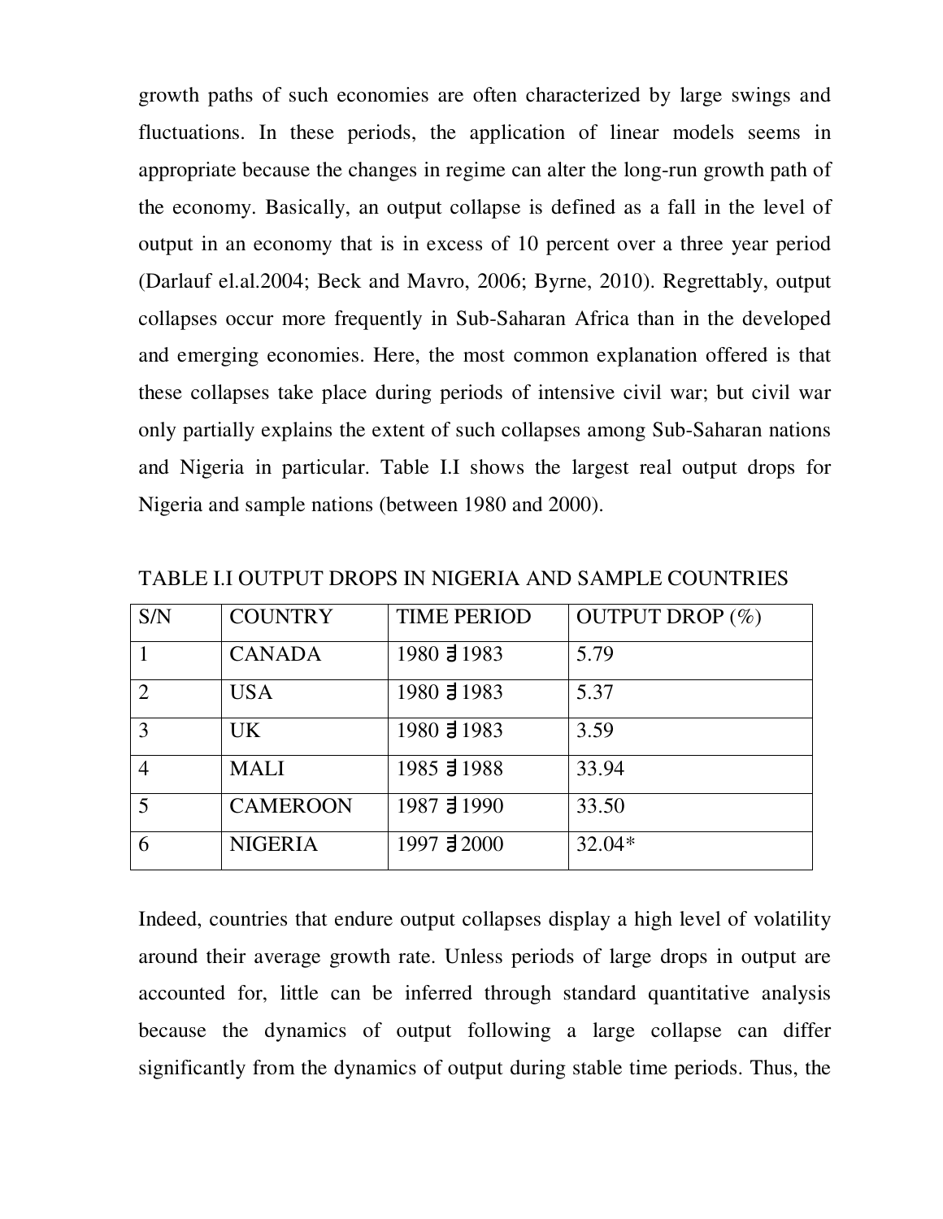growth paths of such economies are often characterized by large swings and fluctuations. In these periods, the application of linear models seems in appropriate because the changes in regime can alter the long-run growth path of the economy. Basically, an output collapse is defined as a fall in the level of output in an economy that is in excess of 10 percent over a three year period (Darlauf el.al.2004; Beck and Mavro, 2006; Byrne, 2010). Regrettably, output collapses occur more frequently in Sub-Saharan Africa than in the developed and emerging economies. Here, the most common explanation offered is that these collapses take place during periods of intensive civil war; but civil war only partially explains the extent of such collapses among Sub-Saharan nations and Nigeria in particular. Table I.I shows the largest real output drops for Nigeria and sample nations (between 1980 and 2000).

TABLE I.I OUTPUT DROPS IN NIGERIA AND SAMPLE COUNTRIES

| S/N | COUNTRY | TIME PERIOD | OUTPUT DROP (%) |
|---|---|---|---|
| 1 | CANADA | 1980 ƌ 1983 | 5.79 |
| 2 | USA | 1980 ƌ 1983 | 5.37 |
| 3 | UK | 1980 ƌ 1983 | 3.59 |
| 4 | MALI | 1985 ƌ 1988 | 33.94 |
| 5 | CAMEROON | 1987 ƌ 1990 | 33.50 |
| 6 | NIGERIA | 1997 ƌ 2000 | 32.04* |

Indeed, countries that endure output collapses display a high level of volatility around their average growth rate. Unless periods of large drops in output are accounted for, little can be inferred through standard quantitative analysis because the dynamics of output following a large collapse can differ significantly from the dynamics of output during stable time periods. Thus, the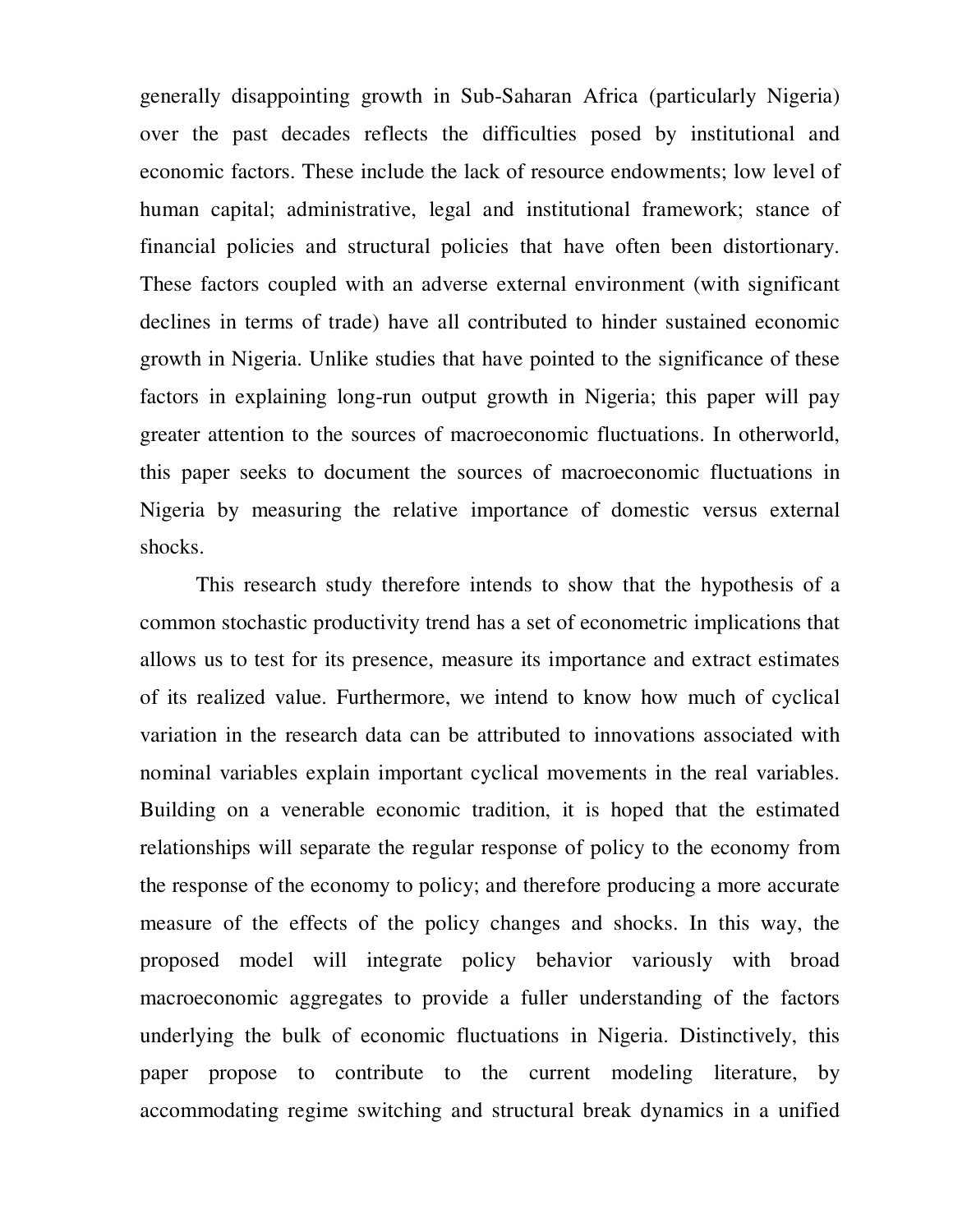generally disappointing growth in Sub-Saharan Africa (particularly Nigeria) over the past decades reflects the difficulties posed by institutional and economic factors. These include the lack of resource endowments; low level of human capital; administrative, legal and institutional framework; stance of financial policies and structural policies that have often been distortionary. These factors coupled with an adverse external environment (with significant declines in terms of trade) have all contributed to hinder sustained economic growth in Nigeria. Unlike studies that have pointed to the significance of these factors in explaining long-run output growth in Nigeria; this paper will pay greater attention to the sources of macroeconomic fluctuations. In otherworld, this paper seeks to document the sources of macroeconomic fluctuations in Nigeria by measuring the relative importance of domestic versus external shocks.

This research study therefore intends to show that the hypothesis of a common stochastic productivity trend has a set of econometric implications that allows us to test for its presence, measure its importance and extract estimates of its realized value. Furthermore, we intend to know how much of cyclical variation in the research data can be attributed to innovations associated with nominal variables explain important cyclical movements in the real variables. Building on a venerable economic tradition, it is hoped that the estimated relationships will separate the regular response of policy to the economy from the response of the economy to policy; and therefore producing a more accurate measure of the effects of the policy changes and shocks. In this way, the proposed model will integrate policy behavior variously with broad macroeconomic aggregates to provide a fuller understanding of the factors underlying the bulk of economic fluctuations in Nigeria. Distinctively, this paper propose to contribute to the current modeling literature, by accommodating regime switching and structural break dynamics in a unified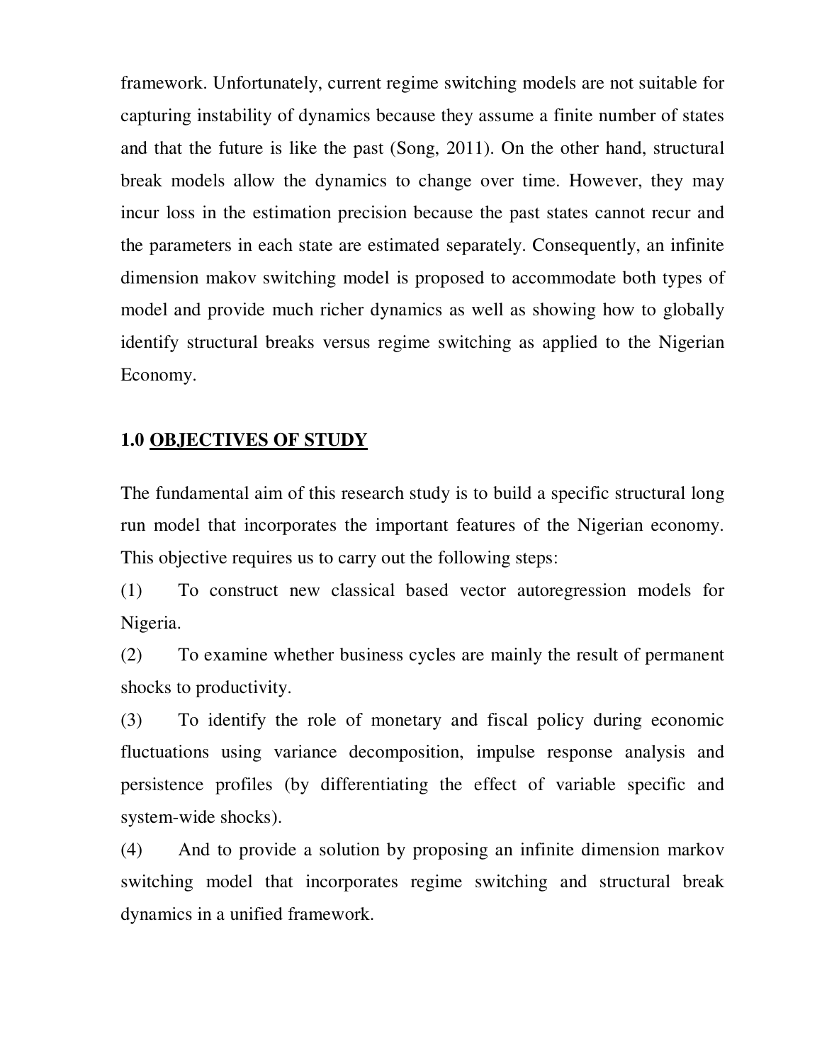framework. Unfortunately, current regime switching models are not suitable for capturing instability of dynamics because they assume a finite number of states and that the future is like the past (Song, 2011). On the other hand, structural break models allow the dynamics to change over time. However, they may incur loss in the estimation precision because the past states cannot recur and the parameters in each state are estimated separately. Consequently, an infinite dimension makov switching model is proposed to accommodate both types of model and provide much richer dynamics as well as showing how to globally identify structural breaks versus regime switching as applied to the Nigerian Economy.

## 1.0 OBJECTIVES OF STUDY

The fundamental aim of this research study is to build a specific structural long run model that incorporates the important features of the Nigerian economy. This objective requires us to carry out the following steps:

(1) To construct new classical based vector autoregression models for Nigeria.

(2) To examine whether business cycles are mainly the result of permanent shocks to productivity.

(3) To identify the role of monetary and fiscal policy during economic fluctuations using variance decomposition, impulse response analysis and persistence profiles (by differentiating the effect of variable specific and system-wide shocks).

(4) And to provide a solution by proposing an infinite dimension markov switching model that incorporates regime switching and structural break dynamics in a unified framework.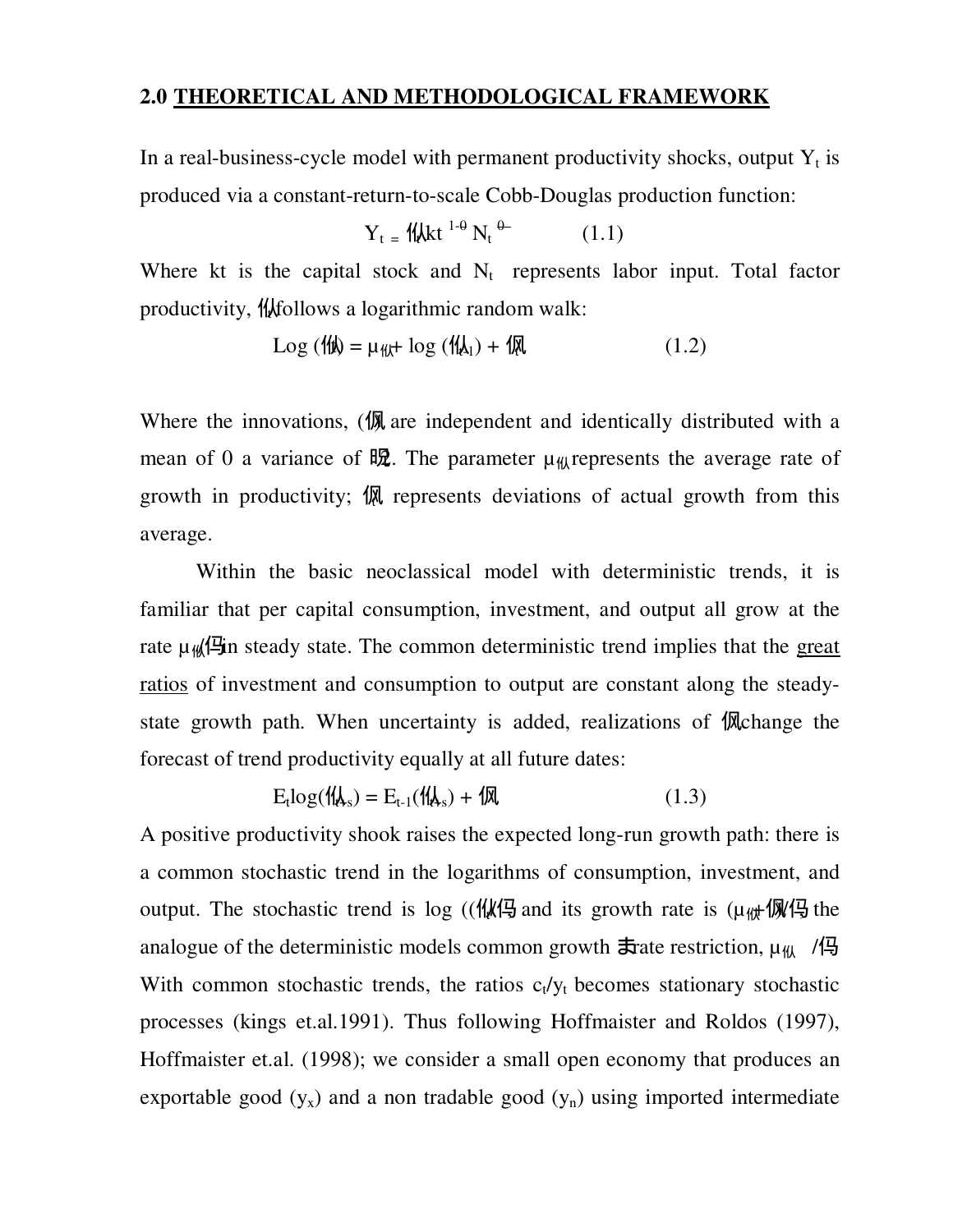## 2.0 THEORETICAL AND METHODOLOGICAL FRAMEWORK

In a real-business-cycle model with permanent productivity shocks, output $Y_t$ is produced via a constant-return-to-scale Cobb-Douglas production function:

$$Y_t = \text{仳} kt^{1-\theta} N_t^{\theta} \qquad (1.1)$$

Where kt is the capital stock and $N_t$ represents labor input. Total factor productivity, 仳follows a logarithmic random walk:

$$\text{Log (仳)} = \mu_{\text{仳}} + \log (\text{仳}_1) + \text{佩} \qquad (1.2)$$

Where the innovations, (佩 are independent and identically distributed with a mean of 0 a variance of 晲. The parameter $\mu_{\text{仳}}$represents the average rate of growth in productivity; 佩 represents deviations of actual growth from this average.

Within the basic neoclassical model with deterministic trends, it is familiar that per capital consumption, investment, and output all grow at the rate $\mu_{\text{仳}}$/侶in steady state. The common deterministic trend implies that the <u>great ratios</u> of investment and consumption to output are constant along the steady-state growth path. When uncertainty is added, realizations of 佩change the forecast of trend productivity equally at all future dates:

$$E_t \log(\text{仳}_{t+s}) = E_{t-1}(\text{仳}_{t+s}) + \text{佩} \qquad (1.3)$$

A positive productivity shook raises the expected long-run growth path: there is a common stochastic trend in the logarithms of consumption, investment, and output. The stochastic trend is log ((仳/侶 and its growth rate is ($\mu_{\text{仳}}$+佩/侶 the analogue of the deterministic models common growth 圭rate restriction, $\mu_{\text{仳}}$ /侶 With common stochastic trends, the ratios $c_t/y_t$ becomes stationary stochastic processes (kings et.al.1991). Thus following Hoffmaister and Roldos (1997), Hoffmaister et.al. (1998); we consider a small open economy that produces an exportable good ($y_x$) and a non tradable good ($y_n$) using imported intermediate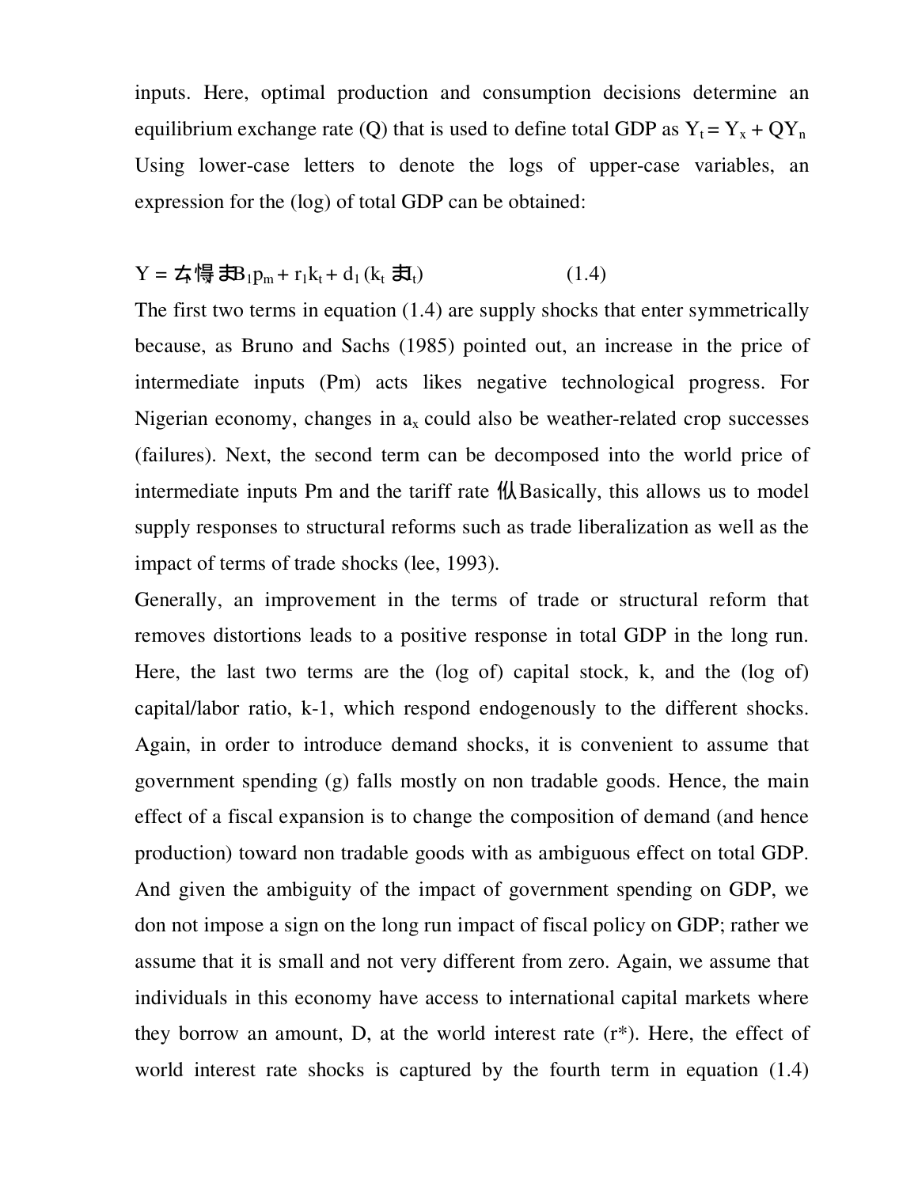inputs. Here, optimal production and consumption decisions determine an equilibrium exchange rate (Q) that is used to define total GDP as $Y_t = Y_x + QY_n$ Using lower-case letters to denote the logs of upper-case variables, an expression for the (log) of total GDP can be obtained:

$$Y = a_x - B_1 p_m + r_1 k_t + d_1 (k_t - l_t) \quad (1.4)$$

The first two terms in equation (1.4) are supply shocks that enter symmetrically because, as Bruno and Sachs (1985) pointed out, an increase in the price of intermediate inputs (Pm) acts likes negative technological progress. For Nigerian economy, changes in $a_x$ could also be weather-related crop successes (failures). Next, the second term can be decomposed into the world price of intermediate inputs Pm and the tariff rate τ. Basically, this allows us to model supply responses to structural reforms such as trade liberalization as well as the impact of terms of trade shocks (lee, 1993).

Generally, an improvement in the terms of trade or structural reform that removes distortions leads to a positive response in total GDP in the long run. Here, the last two terms are the (log of) capital stock, k, and the (log of) capital/labor ratio, k-1, which respond endogenously to the different shocks. Again, in order to introduce demand shocks, it is convenient to assume that government spending (g) falls mostly on non tradable goods. Hence, the main effect of a fiscal expansion is to change the composition of demand (and hence production) toward non tradable goods with as ambiguous effect on total GDP. And given the ambiguity of the impact of government spending on GDP, we don not impose a sign on the long run impact of fiscal policy on GDP; rather we assume that it is small and not very different from zero. Again, we assume that individuals in this economy have access to international capital markets where they borrow an amount, D, at the world interest rate (r*). Here, the effect of world interest rate shocks is captured by the fourth term in equation (1.4)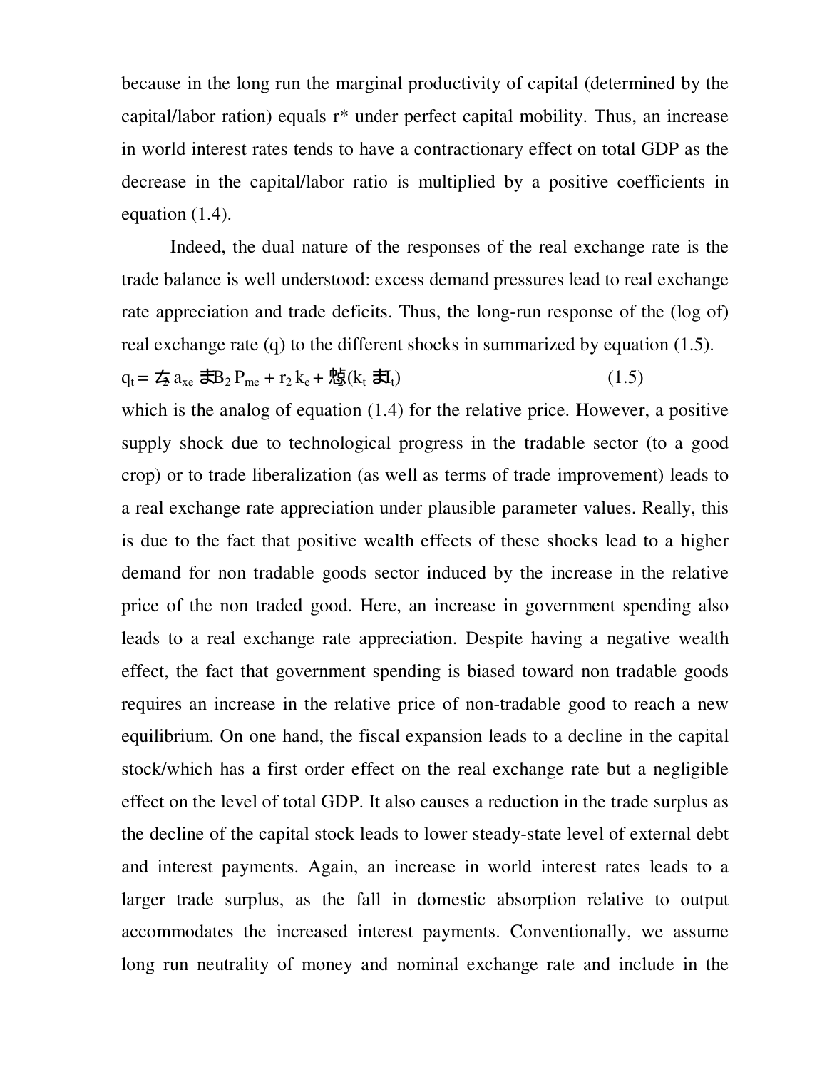because in the long run the marginal productivity of capital (determined by the capital/labor ration) equals r* under perfect capital mobility. Thus, an increase in world interest rates tends to have a contractionary effect on total GDP as the decrease in the capital/labor ratio is multiplied by a positive coefficients in equation (1.4).

Indeed, the dual nature of the responses of the real exchange rate is the trade balance is well understood: excess demand pressures lead to real exchange rate appreciation and trade deficits. Thus, the long-run response of the (log of) real exchange rate (q) to the different shocks in summarized by equation (1.5).

$$q_t = \lambda_2 a_{xe} - B_2 P_{me} + r_2 k_e + \phi_2 (k_t - l_t) \qquad (1.5)$$

which is the analog of equation (1.4) for the relative price. However, a positive supply shock due to technological progress in the tradable sector (to a good crop) or to trade liberalization (as well as terms of trade improvement) leads to a real exchange rate appreciation under plausible parameter values. Really, this is due to the fact that positive wealth effects of these shocks lead to a higher demand for non tradable goods sector induced by the increase in the relative price of the non traded good. Here, an increase in government spending also leads to a real exchange rate appreciation. Despite having a negative wealth effect, the fact that government spending is biased toward non tradable goods requires an increase in the relative price of non-tradable good to reach a new equilibrium. On one hand, the fiscal expansion leads to a decline in the capital stock/which has a first order effect on the real exchange rate but a negligible effect on the level of total GDP. It also causes a reduction in the trade surplus as the decline of the capital stock leads to lower steady-state level of external debt and interest payments. Again, an increase in world interest rates leads to a larger trade surplus, as the fall in domestic absorption relative to output accommodates the increased interest payments. Conventionally, we assume long run neutrality of money and nominal exchange rate and include in the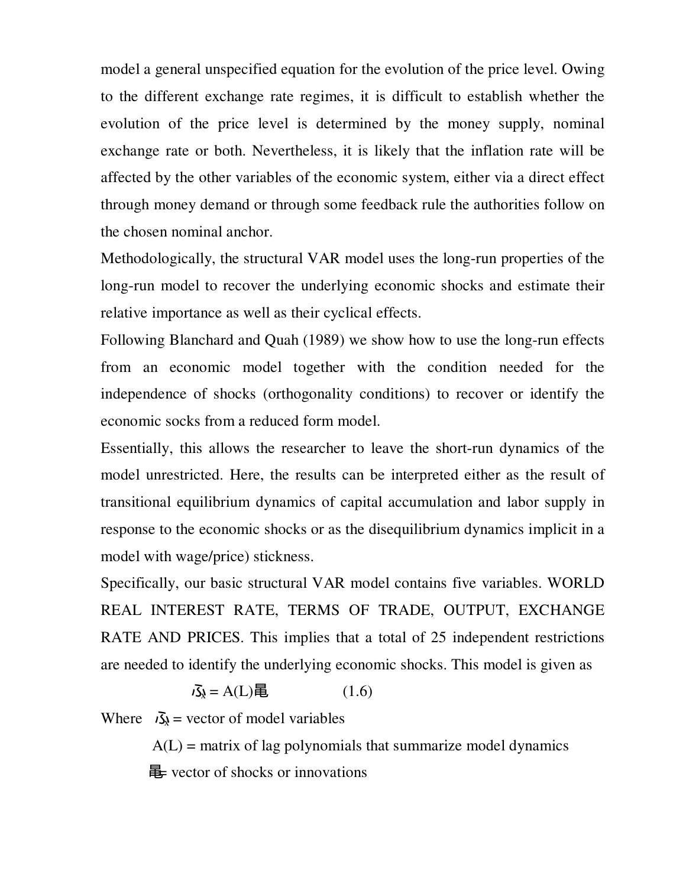model a general unspecified equation for the evolution of the price level. Owing to the different exchange rate regimes, it is difficult to establish whether the evolution of the price level is determined by the money supply, nominal exchange rate or both. Nevertheless, it is likely that the inflation rate will be affected by the other variables of the economic system, either via a direct effect through money demand or through some feedback rule the authorities follow on the chosen nominal anchor.

Methodologically, the structural VAR model uses the long-run properties of the long-run model to recover the underlying economic shocks and estimate their relative importance as well as their cyclical effects.

Following Blanchard and Quah (1989) we show how to use the long-run effects from an economic model together with the condition needed for the independence of shocks (orthogonality conditions) to recover or identify the economic socks from a reduced form model.

Essentially, this allows the researcher to leave the short-run dynamics of the model unrestricted. Here, the results can be interpreted either as the result of transitional equilibrium dynamics of capital accumulation and labor supply in response to the economic shocks or as the disequilibrium dynamics implicit in a model with wage/price) stickness.

Specifically, our basic structural VAR model contains five variables. WORLD REAL INTEREST RATE, TERMS OF TRADE, OUTPUT, EXCHANGE RATE AND PRICES. This implies that a total of 25 independent restrictions are needed to identify the underlying economic shocks. This model is given as

$$\Delta X_t = A(L)\varepsilon_t \qquad (1.6)$$

Where $\Delta X_t$ = vector of model variables

$A(L)$ = matrix of lag polynomials that summarize model dynamics

$\varepsilon_t$ = vector of shocks or innovations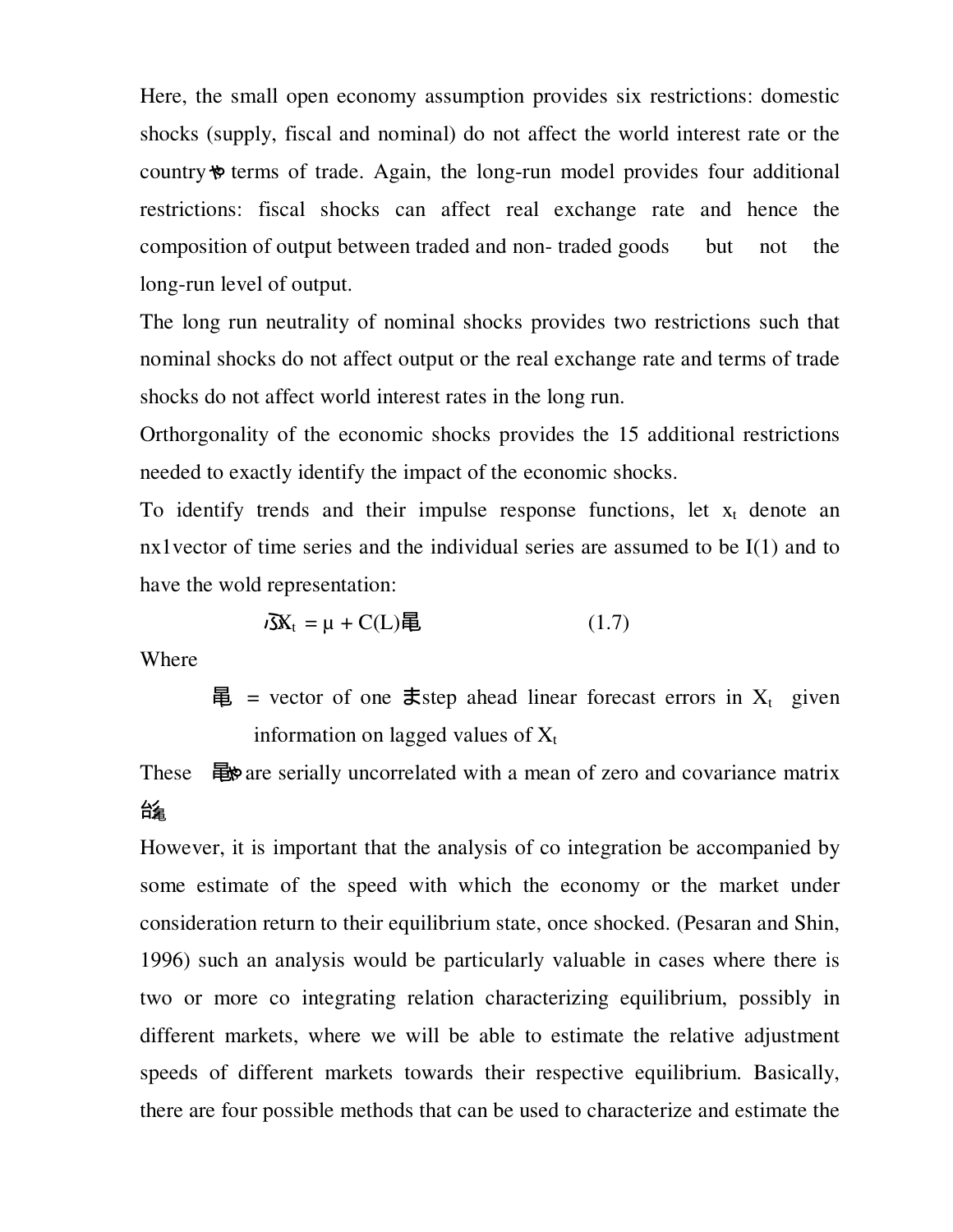Here, the small open economy assumption provides six restrictions: domestic shocks (supply, fiscal and nominal) do not affect the world interest rate or the country's terms of trade. Again, the long-run model provides four additional restrictions: fiscal shocks can affect real exchange rate and hence the composition of output between traded and non- traded goods but not the long-run level of output.

The long run neutrality of nominal shocks provides two restrictions such that nominal shocks do not affect output or the real exchange rate and terms of trade shocks do not affect world interest rates in the long run.

Orthorgonality of the economic shocks provides the 15 additional restrictions needed to exactly identify the impact of the economic shocks.

To identify trends and their impulse response functions, let $x_t$ denote an nx1vector of time series and the individual series are assumed to be I(1) and to have the wold representation:

$$\Delta X_t = \mu + C(L)\varepsilon_t \qquad (1.7)$$

Where

> $\varepsilon_t$ = vector of one –step ahead linear forecast errors in $X_t$ given information on lagged values of $X_t$

These $\varepsilon_t$'s are serially uncorrelated with a mean of zero and covariance matrix $\Sigma_\varepsilon$

However, it is important that the analysis of co integration be accompanied by some estimate of the speed with which the economy or the market under consideration return to their equilibrium state, once shocked. (Pesaran and Shin, 1996) such an analysis would be particularly valuable in cases where there is two or more co integrating relation characterizing equilibrium, possibly in different markets, where we will be able to estimate the relative adjustment speeds of different markets towards their respective equilibrium. Basically, there are four possible methods that can be used to characterize and estimate the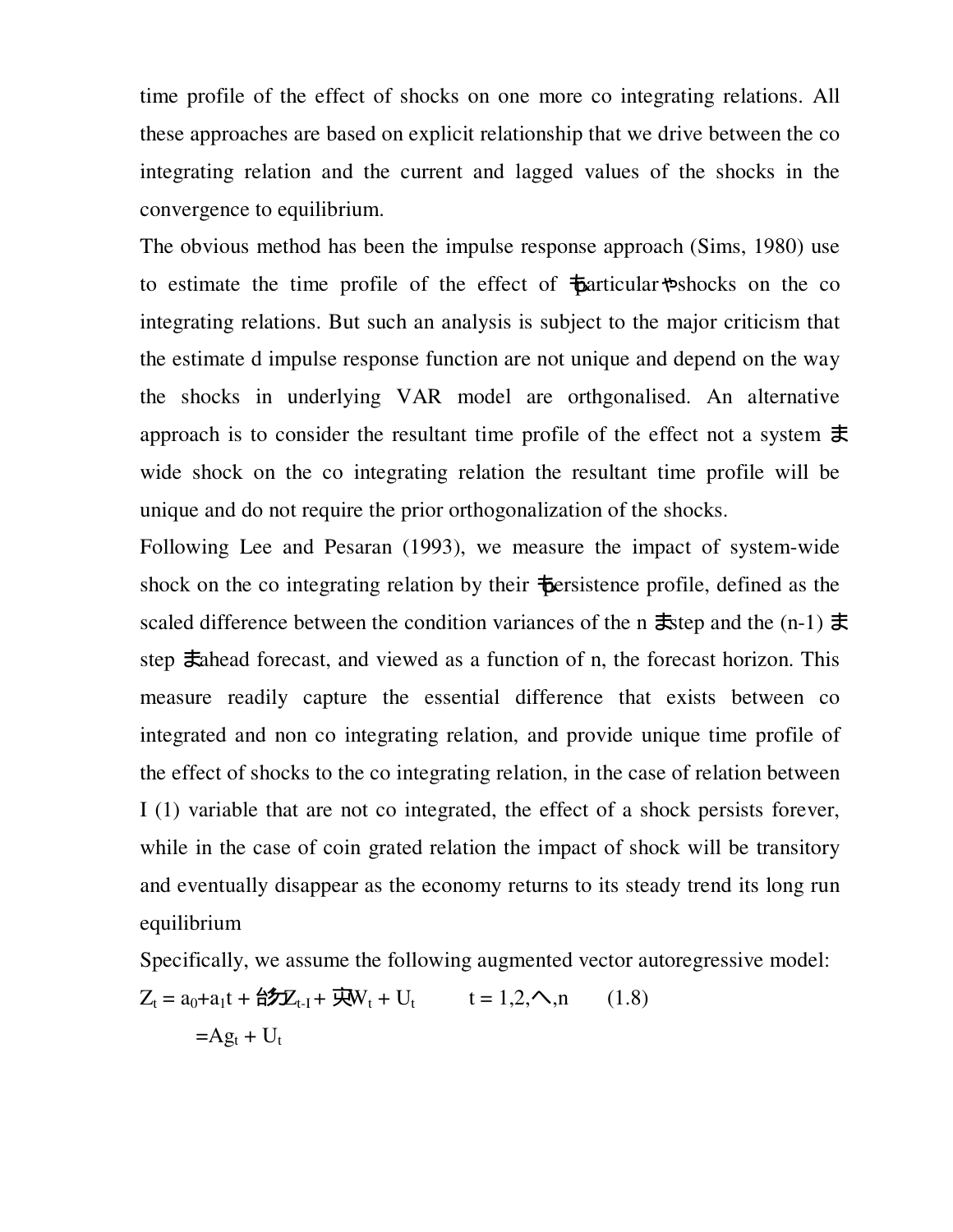time profile of the effect of shocks on one more co integrating relations. All these approaches are based on explicit relationship that we drive between the co integrating relation and the current and lagged values of the shocks in the convergence to equilibrium.

The obvious method has been the impulse response approach (Sims, 1980) use to estimate the time profile of the effect of ‘particular’ shocks on the co integrating relations. But such an analysis is subject to the major criticism that the estimate d impulse response function are not unique and depend on the way the shocks in underlying VAR model are orthgonalised. An alternative approach is to consider the resultant time profile of the effect not a system – wide shock on the co integrating relation the resultant time profile will be unique and do not require the prior orthogonalization of the shocks.

Following Lee and Pesaran (1993), we measure the impact of system-wide shock on the co integrating relation by their ‘persistence profile, defined as the scaled difference between the condition variances of the n –step and the (n-1) – step –ahead forecast, and viewed as a function of n, the forecast horizon. This measure readily capture the essential difference that exists between co integrated and non co integrating relation, and provide unique time profile of the effect of shocks to the co integrating relation, in the case of relation between I (1) variable that are not co integrated, the effect of a shock persists forever, while in the case of coin grated relation the impact of shock will be transitory and eventually disappear as the economy returns to its steady trend its long run equilibrium

Specifically, we assume the following augmented vector autoregressive model:

$$Z_t = a_0 + a_1 t + \sum \Phi_i Z_{t-i} + \Psi W_t + U_t \qquad t = 1,2,\ldots,n \qquad (1.8)$$

$$= A g_t + U_t$$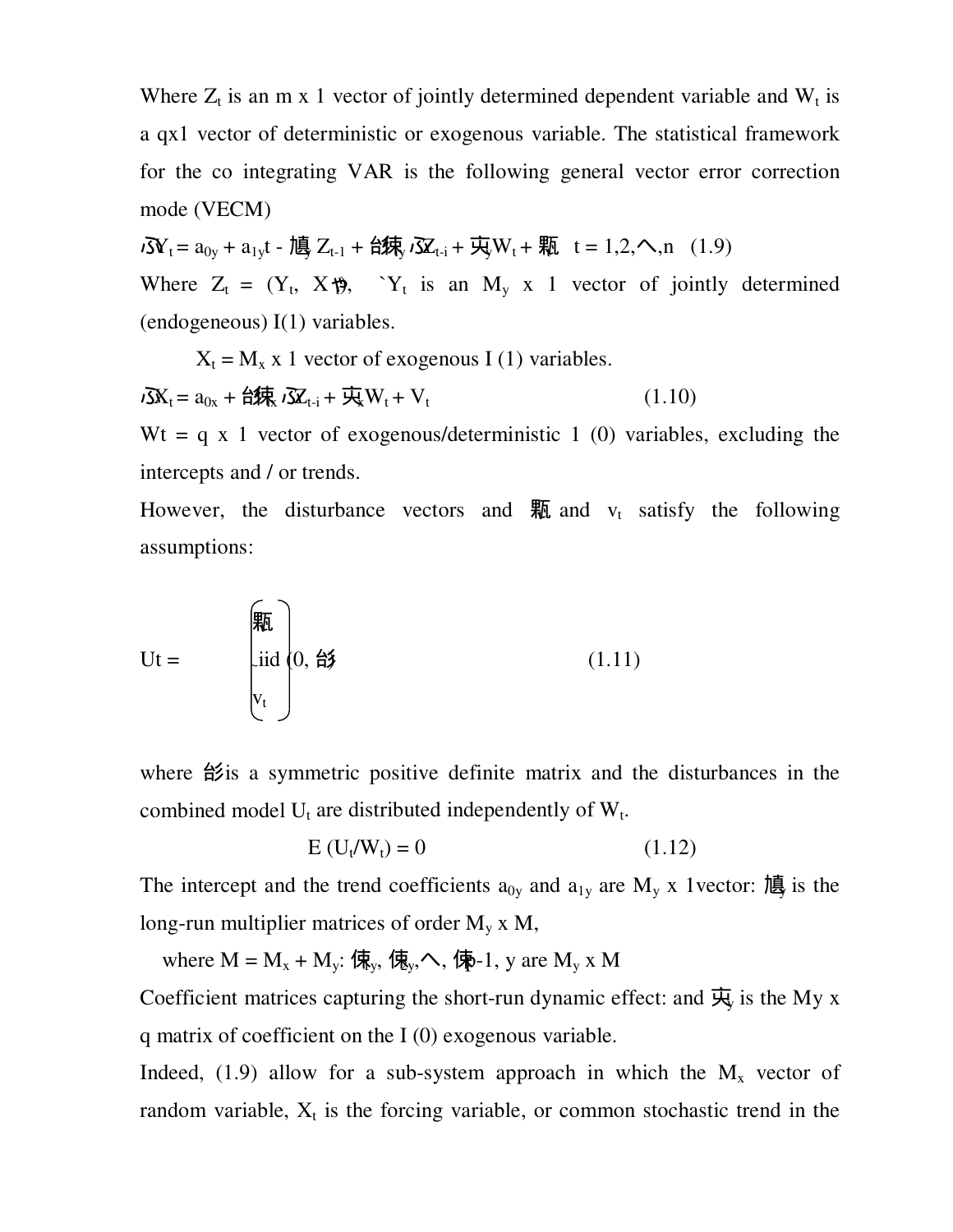Where $Z_t$ is an m x 1 vector of jointly determined dependent variable and $W_t$ is a qx1 vector of deterministic or exogenous variable. The statistical framework for the co integrating VAR is the following general vector error correction mode (VECM)

$$\Delta Y_t = a_{0y} + a_{1y}t - \Pi_y Z_{t-1} + \sum \Gamma_{iy} \Delta Z_{t-i} + \Psi_y W_t + \varepsilon_{yt} \quad t = 1,2,\ldots,n \quad (1.9)$$

Where $Z_t = (Y_t, X_t)'$, $Y_t$ is an $M_y$ x 1 vector of jointly determined (endogeneous) I(1) variables.

$X_t = M_x$ x 1 vector of exogenous I (1) variables.

$$\Delta X_t = a_{0x} + \sum \Gamma_{ix} \Delta Z_{t-i} + \Psi_x W_t + V_t \quad (1.10)$$

Wt = q x 1 vector of exogenous/deterministic 1 (0) variables, excluding the intercepts and / or trends.

However, the disturbance vectors and $\varepsilon_{yt}$ and $v_t$ satisfy the following assumptions:

$$Ut = \begin{pmatrix} \varepsilon_{yt} \\ \sim iid\ (0, \Sigma) \\ v_t \end{pmatrix} \quad (1.11)$$

where $\Sigma$ is a symmetric positive definite matrix and the disturbances in the combined model $U_t$ are distributed independently of $W_t$.

$$E\ (U_t/W_t) = 0 \quad (1.12)$$

The intercept and the trend coefficients $a_{0y}$ and $a_{1y}$ are $M_y$ x 1vector: $\Pi_y$ is the long-run multiplier matrices of order $M_y$ x M,

where $M = M_x + M_y$: $\Gamma_{1y}, \Gamma_{2y}, \ldots, \Gamma_{p-1,y}$ are $M_y$ x M

Coefficient matrices capturing the short-run dynamic effect: and $\Psi_y$ is the My x q matrix of coefficient on the I (0) exogenous variable.

Indeed, (1.9) allow for a sub-system approach in which the $M_x$ vector of random variable, $X_t$ is the forcing variable, or common stochastic trend in the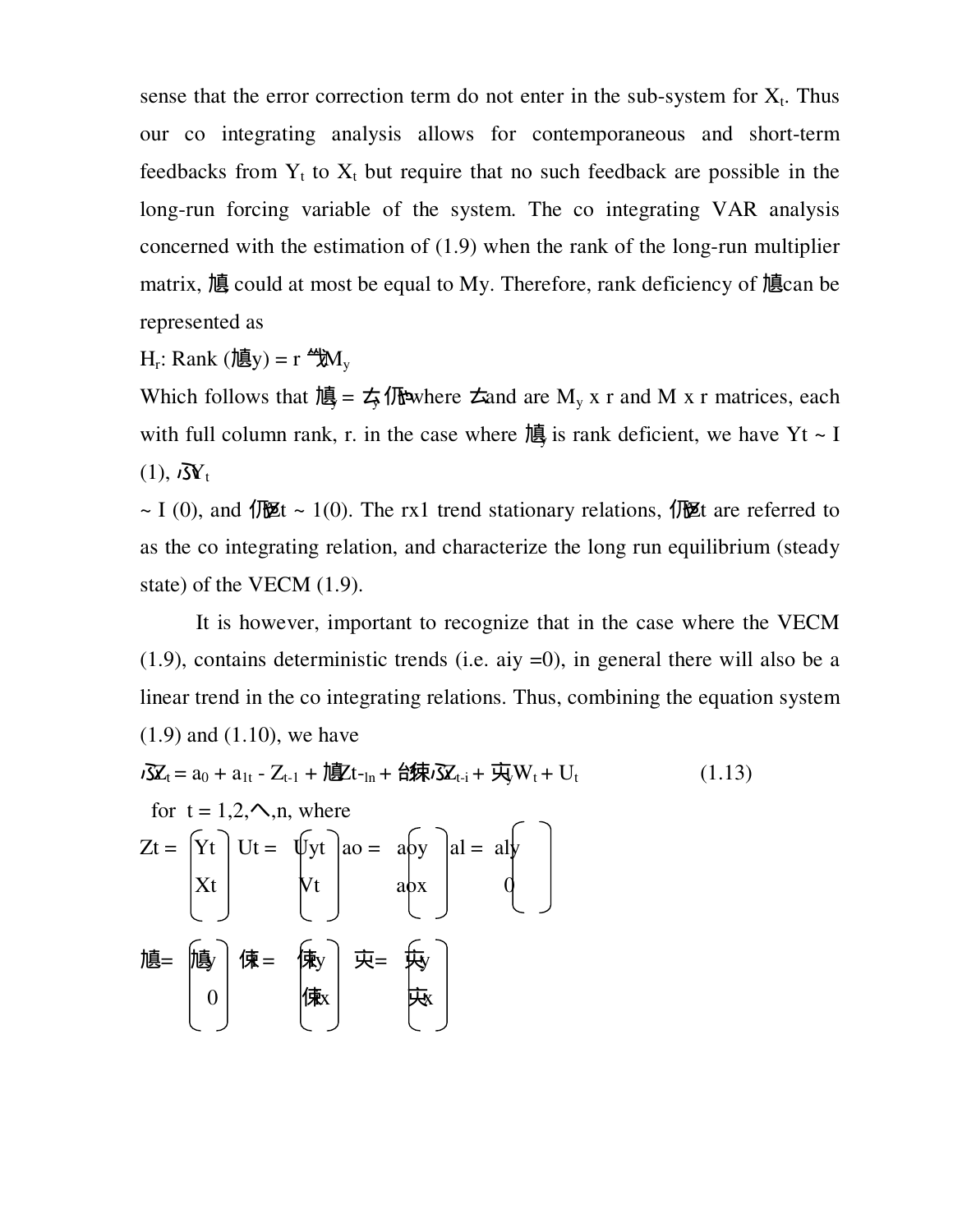sense that the error correction term do not enter in the sub-system for $X_t$. Thus our co integrating analysis allows for contemporaneous and short-term feedbacks from $Y_t$ to $X_t$ but require that no such feedback are possible in the long-run forcing variable of the system. The co integrating VAR analysis concerned with the estimation of (1.9) when the rank of the long-run multiplier matrix, $\Pi$ could at most be equal to My. Therefore, rank deficiency of $\Pi$ can be represented as

$H_r$: Rank ($\Pi_y$) = r $\leq M_y$

Which follows that $\Pi_y = \alpha_y \beta'$, where $\alpha_y$ and $\beta$ are $M_y$ x r and M x r matrices, each with full column rank, r. in the case where $\Pi_y$ is rank deficient, we have Yt ~ I (1), $\Delta Y_t$ ~ I (0), and $\beta' Z_t$ ~ 1(0). The rx1 trend stationary relations, $\beta' Z_t$ are referred to as the co integrating relation, and characterize the long run equilibrium (steady state) of the VECM (1.9).

It is however, important to recognize that in the case where the VECM (1.9), contains deterministic trends (i.e. aiy =0), in general there will also be a linear trend in the co integrating relations. Thus, combining the equation system (1.9) and (1.10), we have

$$\Delta Z_t = a_0 + a_{1t} - Z_{t-1} + \Pi Z_{t-1n} + \sum \Gamma_i \Delta Z_{t-i} + \psi_y W_t + U_t \qquad (1.13)$$

for t = 1,2,…,n, where

$$Z_t = \begin{pmatrix} Y_t \\ X_t \end{pmatrix} \quad U_t = \begin{pmatrix} U_{yt} \\ V_t \end{pmatrix} \quad a_o = \begin{pmatrix} a_{oy} \\ a_{ox} \end{pmatrix} \quad a_l = \begin{pmatrix} a_{ly} \\ 0 \end{pmatrix}$$

$$\Pi = \begin{pmatrix} \Pi_y \\ 0 \end{pmatrix} \quad \Gamma = \begin{pmatrix} \Gamma_y \\ \Gamma_x \end{pmatrix} \quad \psi = \begin{pmatrix} \psi_y \\ \psi_x \end{pmatrix}$$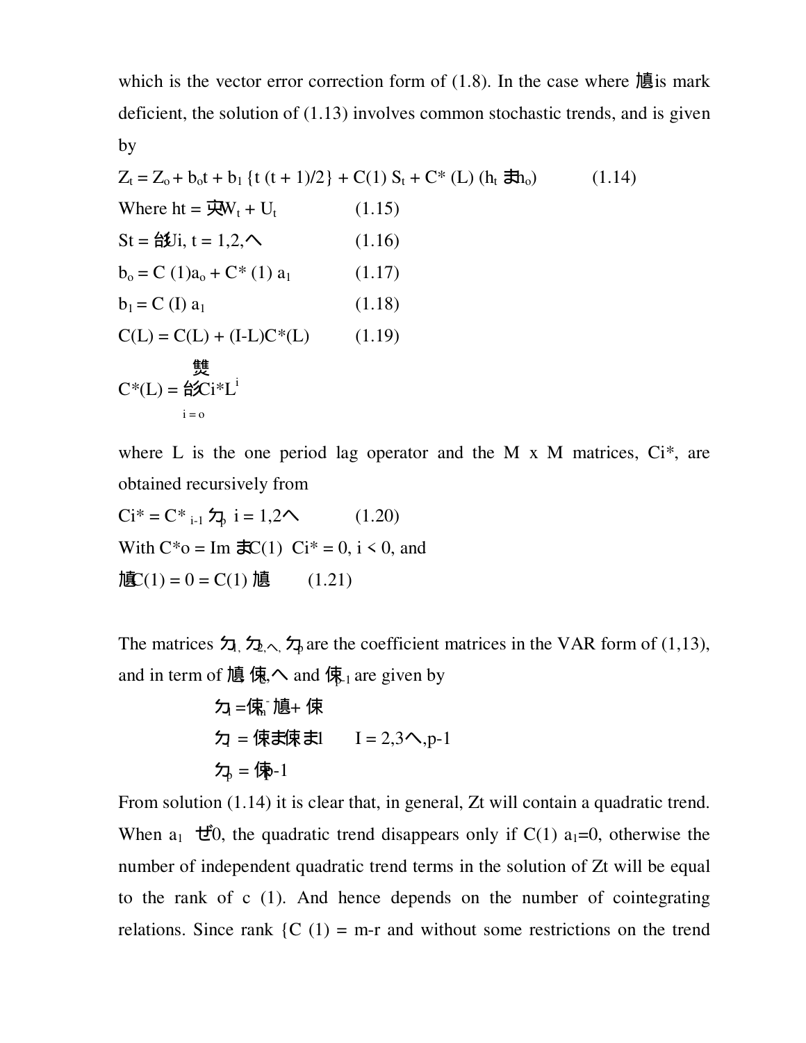which is the vector error correction form of (1.8). In the case where 旭is mark deficient, the solution of (1.13) involves common stochastic trends, and is given by

$Z_t = Z_o + b_o t + b_1 \{t (t + 1)/2\} + C(1) S_t + C^* (L) (h_t$ ま$h_o)$ (1.14)

Where ht = 央$W_t + U_t$ (1.15)

St = 彭Ui, t = 1,2,へ (1.16)

$b_o = C (1)a_o + C^* (1) a_1$ (1.17)

$b_1 = C (I) a_1$ (1.18)

C(L) = C(L) + (I-L)C*(L) (1.19)

C*(L) = 彭Ci*$L^i$ (sum from $i = o$ to 雙)

where L is the one period lag operator and the M x M matrices, Ci*, are obtained recursively from

Ci* = C* $_{i-1}$ 勾$_p$ i = 1,2へ (1.20)

With C*o = Im まC(1) Ci* = 0, i < 0, and

旭C(1) = 0 = C(1) 旭 (1.21)

The matrices 勾$_1$, 勾$_2$,へ, 勾$_p$ are the coefficient matrices in the VAR form of (1,13), and in term of 旭 俵,へ and 俵$_{p-1}$ are given by

勾$_1$ =俵$_m$ 旭+ 俵

勾 = 俵ま俵まl I = 2,3へ,p-1

勾$_p$ = 俵p-1

From solution (1.14) it is clear that, in general, Zt will contain a quadratic trend. When $a_1$ ぜ0, the quadratic trend disappears only if C(1) $a_1$=0, otherwise the number of independent quadratic trend terms in the solution of Zt will be equal to the rank of c (1). And hence depends on the number of cointegrating relations. Since rank {C (1) = m-r and without some restrictions on the trend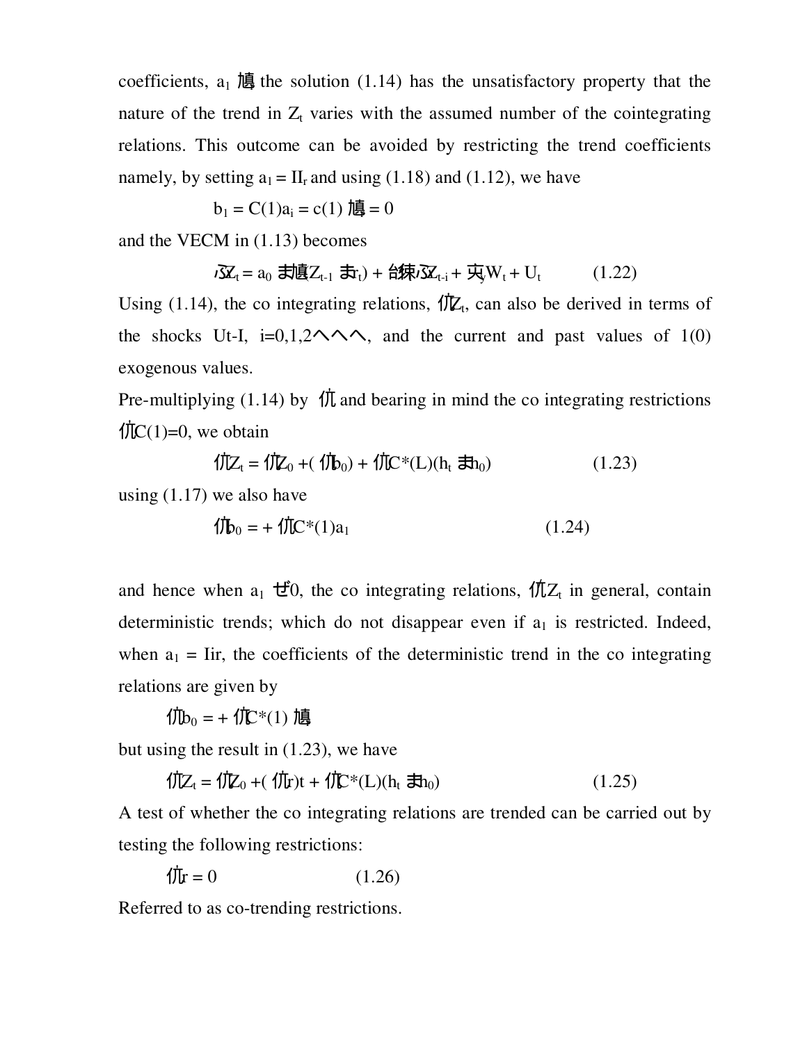coefficients, $a_1$ 犋 the solution (1.14) has the unsatisfactory property that the nature of the trend in $Z_t$ varies with the assumed number of the cointegrating relations. This outcome can be avoided by restricting the trend coefficients namely, by setting $a_1 = II_r$ and using (1.18) and (1.12), we have

$$b_1 = C(1)a_i = c(1) 犋 = 0$$

and the VECM in (1.13) becomes

$$ \text{ぷ}Z_t = a_0 \text{ま犢}Z_{t-1} \text{ま}r_t) + \text{台}\text{錬ぷ}Z_{t-i} + \text{夹}_y W_t + U_t \qquad (1.22)$$

Using (1.14), the co integrating relations, 伉$Z_t$, can also be derived in terms of the shocks Ut-I, i=0,1,2へへへ, and the current and past values of 1(0) exogenous values.

Pre-multiplying (1.14) by 伉 and bearing in mind the co integrating restrictions 伉C(1)=0, we obtain

$$伉Z_t = 伉Z_0 +( 伉b_0) + 伉C^*(L)(h_t \text{ま}h_0) \qquad (1.23)$$

using (1.17) we also have

$$伉b_0 = + 伉C^*(1)a_1 \qquad (1.24)$$

and hence when $a_1$ ぜ0, the co integrating relations, 伉$Z_t$ in general, contain deterministic trends; which do not disappear even if $a_1$ is restricted. Indeed, when $a_1$ = Iir, the coefficients of the deterministic trend in the co integrating relations are given by

$$伉b_0 = + 伉C^*(1) 犋$$

but using the result in (1.23), we have

$$伉Z_t = 伉Z_0 +( 伉r)t + 伉C^*(L)(h_t \text{ま}h_0) \qquad (1.25)$$

A test of whether the co integrating relations are trended can be carried out by testing the following restrictions:

$$伉r = 0 \qquad (1.26)$$

Referred to as co-trending restrictions.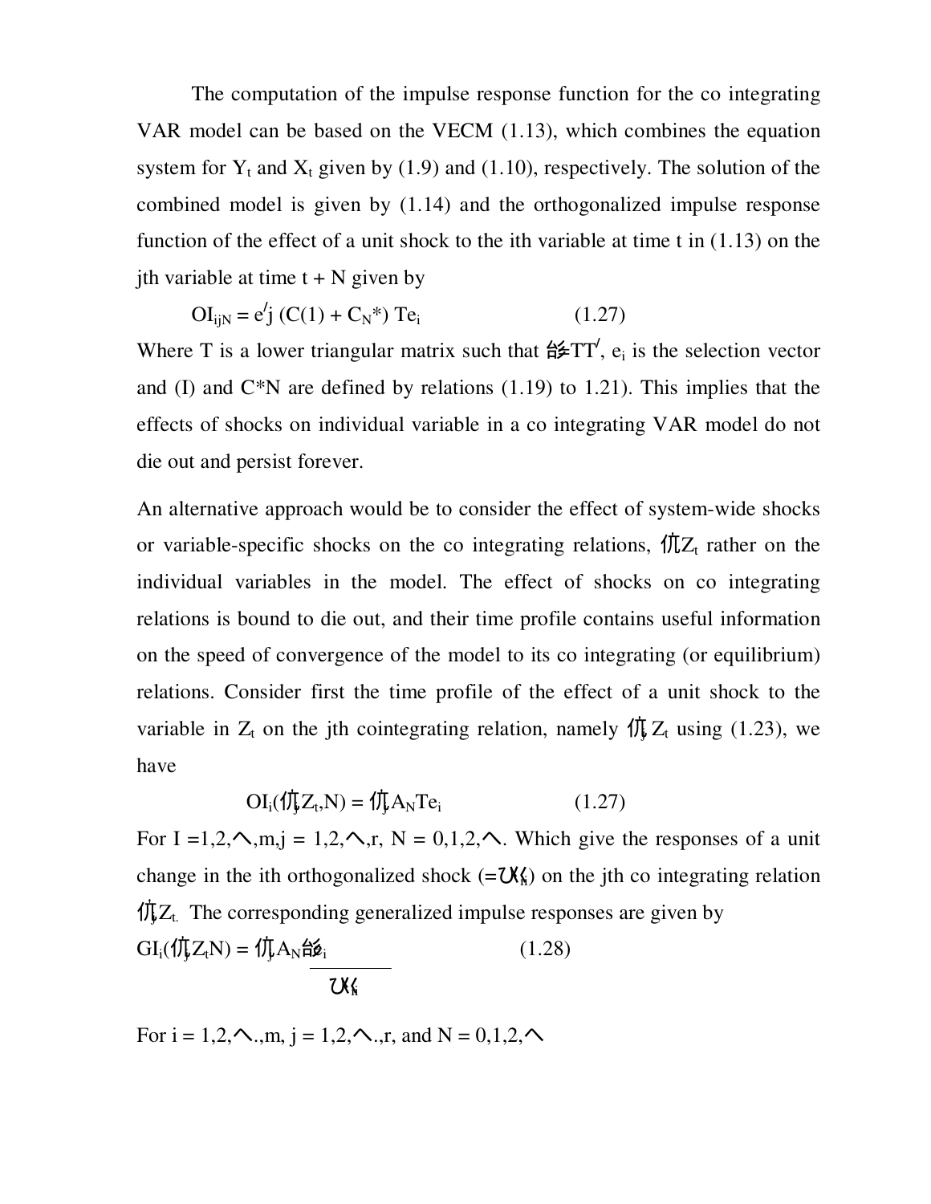The computation of the impulse response function for the co integrating VAR model can be based on the VECM (1.13), which combines the equation system for $Y_t$ and $X_t$ given by (1.9) and (1.10), respectively. The solution of the combined model is given by (1.14) and the orthogonalized impulse response function of the effect of a unit shock to the ith variable at time t in (1.13) on the jth variable at time t + N given by

$$OI_{ijN} = e'_j \left(C(1) + C_N^*\right) Te_i \qquad (1.27)$$

Where T is a lower triangular matrix such that $\Sigma = TT'$, $e_i$ is the selection vector and (I) and C*N are defined by relations (1.19) to 1.21). This implies that the effects of shocks on individual variable in a co integrating VAR model do not die out and persist forever.

An alternative approach would be to consider the effect of system-wide shocks or variable-specific shocks on the co integrating relations, $\beta' Z_t$ rather on the individual variables in the model. The effect of shocks on co integrating relations is bound to die out, and their time profile contains useful information on the speed of convergence of the model to its co integrating (or equilibrium) relations. Consider first the time profile of the effect of a unit shock to the variable in $Z_t$ on the jth cointegrating relation, namely $\beta'_j Z_t$ using (1.23), we have

$$OI_i(\beta'_j Z_t, N) = \beta'_j A_N Te_i \qquad (1.27)$$

For I =1,2,…,m, j = 1,2,…,r, N = 0,1,2,…. Which give the responses of a unit change in the ith orthogonalized shock ($= \sqrt{\sigma_{ii}}$) on the jth co integrating relation $\beta'_j Z_t$. The corresponding generalized impulse responses are given by

$$GI_i(\beta'_j Z_t N) = \frac{\beta'_j A_N \Sigma e_i}{\sqrt{\sigma_{ii}}} \qquad (1.28)$$

For i = 1,2,….,m, j = 1,2,….,r, and N = 0,1,2,…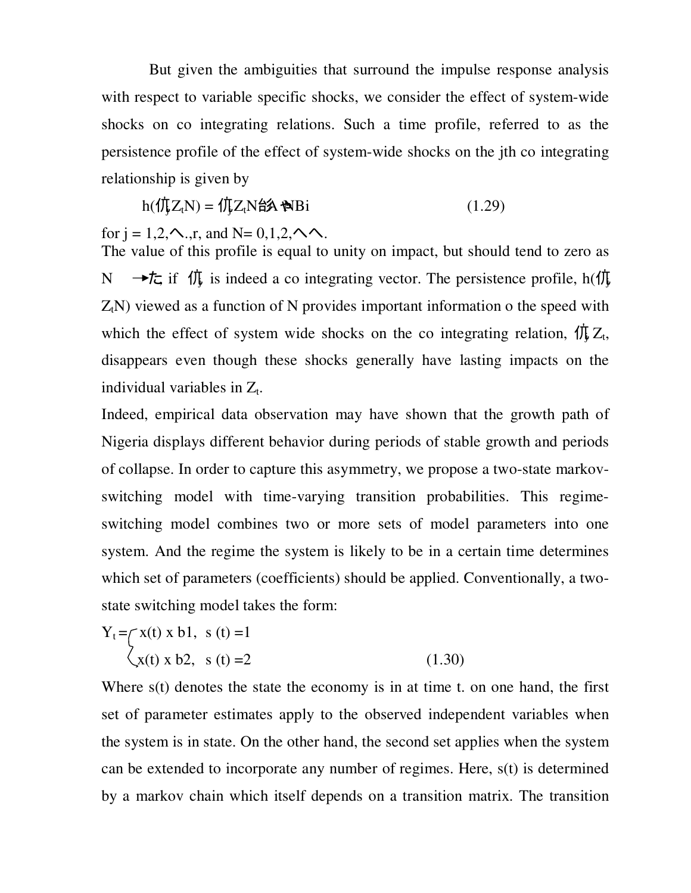But given the ambiguities that surround the impulse response analysis with respect to variable specific shocks, we consider the effect of system-wide shocks on co integrating relations. Such a time profile, referred to as the persistence profile of the effect of system-wide shocks on the jth co integrating relationship is given by

$$h(仇_j Z_t N) = 仇_j Z_t N 詥A ↰NBi \qquad (1.29)$$

for j = 1,2,ヘ.,r, and N= 0,1,2,ヘヘ.

The value of this profile is equal to unity on impact, but should tend to zero as N →た if 仇$_j$ is indeed a co integrating vector. The persistence profile, h(仇$_j$ $Z_t$N) viewed as a function of N provides important information o the speed with which the effect of system wide shocks on the co integrating relation, 仇$_j$ $Z_t$, disappears even though these shocks generally have lasting impacts on the individual variables in $Z_t$.

Indeed, empirical data observation may have shown that the growth path of Nigeria displays different behavior during periods of stable growth and periods of collapse. In order to capture this asymmetry, we propose a two-state markov-switching model with time-varying transition probabilities. This regime-switching model combines two or more sets of model parameters into one system. And the regime the system is likely to be in a certain time determines which set of parameters (coefficients) should be applied. Conventionally, a two-state switching model takes the form:

$$Y_t = \begin{cases} x(t) \times b1, & s(t) = 1 \\ x(t) \times b2, & s(t) = 2 \end{cases} \qquad (1.30)$$

Where s(t) denotes the state the economy is in at time t. on one hand, the first set of parameter estimates apply to the observed independent variables when the system is in state. On the other hand, the second set applies when the system can be extended to incorporate any number of regimes. Here, s(t) is determined by a markov chain which itself depends on a transition matrix. The transition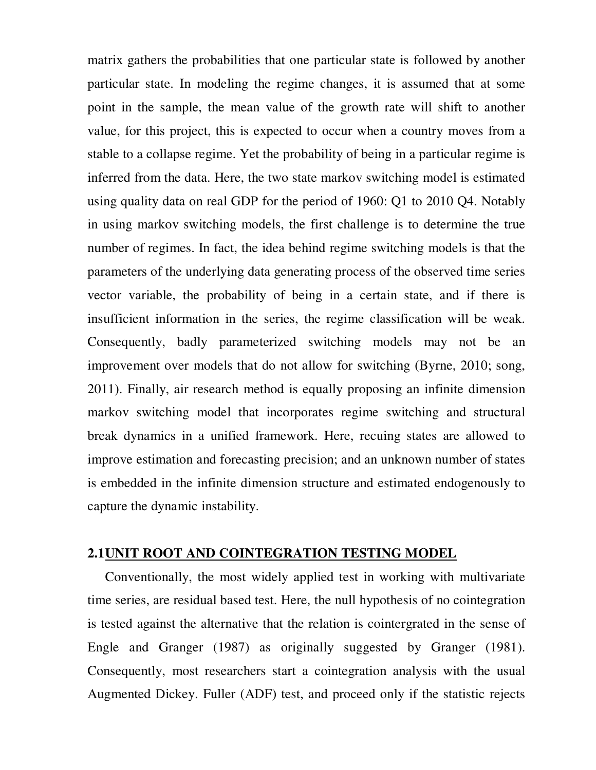matrix gathers the probabilities that one particular state is followed by another particular state. In modeling the regime changes, it is assumed that at some point in the sample, the mean value of the growth rate will shift to another value, for this project, this is expected to occur when a country moves from a stable to a collapse regime. Yet the probability of being in a particular regime is inferred from the data. Here, the two state markov switching model is estimated using quality data on real GDP for the period of 1960: Q1 to 2010 Q4. Notably in using markov switching models, the first challenge is to determine the true number of regimes. In fact, the idea behind regime switching models is that the parameters of the underlying data generating process of the observed time series vector variable, the probability of being in a certain state, and if there is insufficient information in the series, the regime classification will be weak. Consequently, badly parameterized switching models may not be an improvement over models that do not allow for switching (Byrne, 2010; song, 2011). Finally, air research method is equally proposing an infinite dimension markov switching model that incorporates regime switching and structural break dynamics in a unified framework. Here, recuing states are allowed to improve estimation and forecasting precision; and an unknown number of states is embedded in the infinite dimension structure and estimated endogenously to capture the dynamic instability.

## 2.1<u>UNIT ROOT AND COINTEGRATION TESTING MODEL</u>

Conventionally, the most widely applied test in working with multivariate time series, are residual based test. Here, the null hypothesis of no cointegration is tested against the alternative that the relation is cointergrated in the sense of Engle and Granger (1987) as originally suggested by Granger (1981). Consequently, most researchers start a cointegration analysis with the usual Augmented Dickey. Fuller (ADF) test, and proceed only if the statistic rejects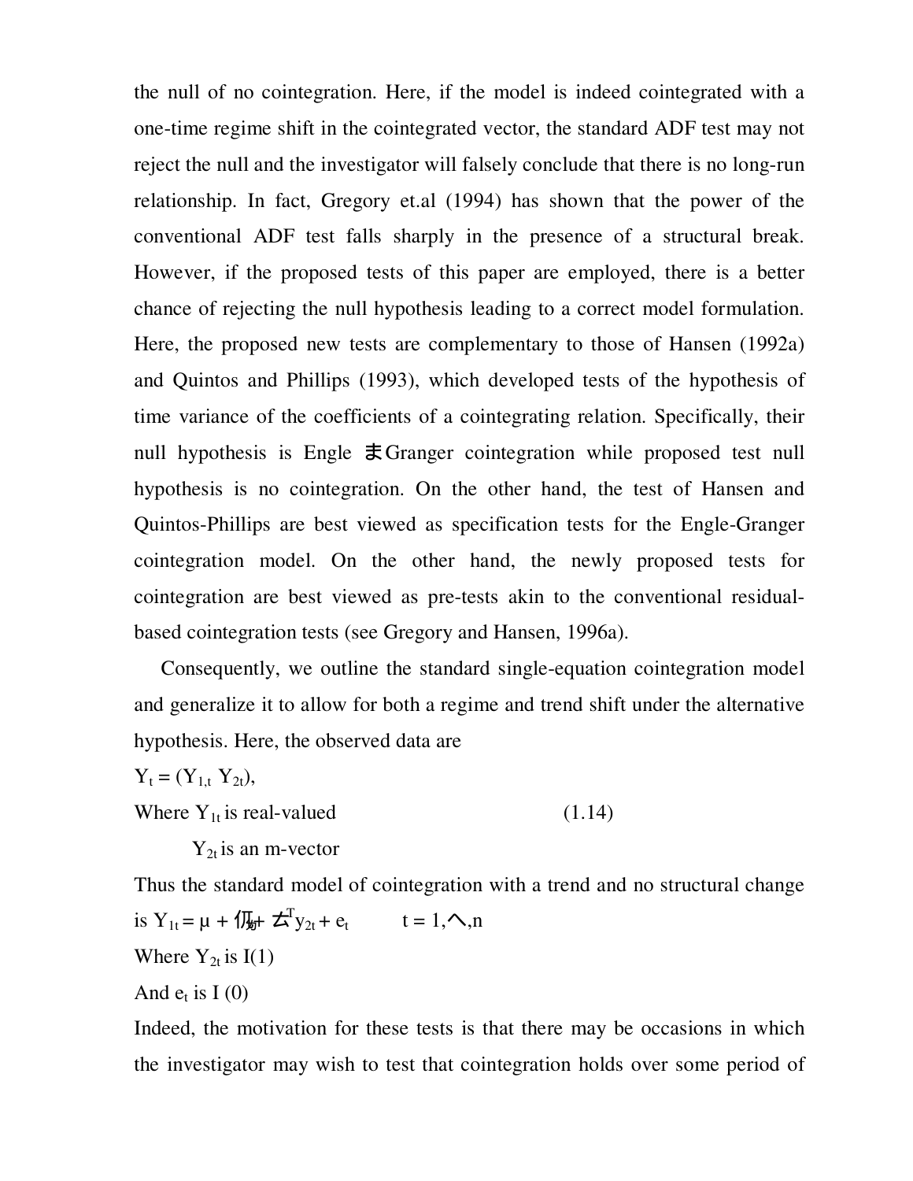the null of no cointegration. Here, if the model is indeed cointegrated with a one-time regime shift in the cointegrated vector, the standard ADF test may not reject the null and the investigator will falsely conclude that there is no long-run relationship. In fact, Gregory et.al (1994) has shown that the power of the conventional ADF test falls sharply in the presence of a structural break. However, if the proposed tests of this paper are employed, there is a better chance of rejecting the null hypothesis leading to a correct model formulation. Here, the proposed new tests are complementary to those of Hansen (1992a) and Quintos and Phillips (1993), which developed tests of the hypothesis of time variance of the coefficients of a cointegrating relation. Specifically, their null hypothesis is Engle–Granger cointegration while proposed test null hypothesis is no cointegration. On the other hand, the test of Hansen and Quintos-Phillips are best viewed as specification tests for the Engle-Granger cointegration model. On the other hand, the newly proposed tests for cointegration are best viewed as pre-tests akin to the conventional residual-based cointegration tests (see Gregory and Hansen, 1996a).

Consequently, we outline the standard single-equation cointegration model and generalize it to allow for both a regime and trend shift under the alternative hypothesis. Here, the observed data are

$Y_t = (Y_{1,t}\ Y_{2t})$,

Where $Y_{1t}$ is real-valued (1.14)

$Y_{2t}$ is an m-vector

Thus the standard model of cointegration with a trend and no structural change is $Y_{1t} = \mu + \beta t + \alpha^T y_{2t} + e_t$ $\quad t = 1, \ldots, n$

Where $Y_{2t}$ is I(1)

And $e_t$ is I (0)

Indeed, the motivation for these tests is that there may be occasions in which the investigator may wish to test that cointegration holds over some period of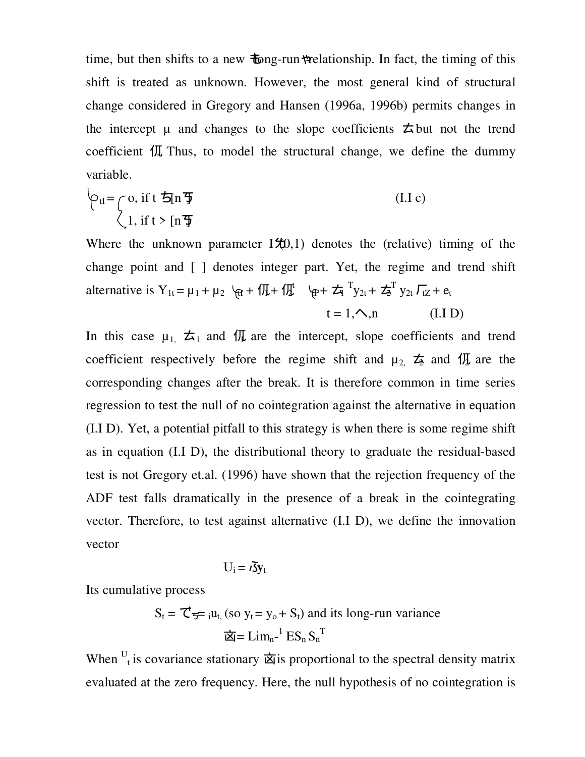time, but then shifts to a new "long-run" relationship. In fact, the timing of this shift is treated as unknown. However, the most general kind of structural change considered in Gregory and Hansen (1996a, 1996b) permits changes in the intercept μ and changes to the slope coefficients α but not the trend coefficient β. Thus, to model the structural change, we define the dummy variable.

$$\varphi_{t\tau} = \begin{cases} 0, & \text{if } t \leq [n\tau] \\ 1, & \text{if } t > [n\tau] \end{cases} \qquad \text{(I.I c)}$$

Where the unknown parameter $\tau \in (0,1)$ denotes the (relative) timing of the change point and [ ] denotes integer part. Yet, the regime and trend shift alternative is $Y_{1t} = \mu_1 + \mu_2 \varphi_{t\tau} + \beta_1 t + \beta_2 t \varphi_{t\tau} + \alpha_1^T y_{2t} + \alpha_2^T y_{2t} \varphi_{t\tau} + e_t$

$$t = 1, \ldots, n \qquad \text{(I.I D)}$$

In this case $\mu_1$, $\alpha_1$ and $\beta_1$ are the intercept, slope coefficients and trend coefficient respectively before the regime shift and $\mu_2$, $\alpha_2$ and $\beta_2$ are the corresponding changes after the break. It is therefore common in time series regression to test the null of no cointegration against the alternative in equation (I.I D). Yet, a potential pitfall to this strategy is when there is some regime shift as in equation (I.I D), the distributional theory to graduate the residual-based test is not Gregory et.al. (1996) have shown that the rejection frequency of the ADF test falls dramatically in the presence of a break in the cointegrating vector. Therefore, to test against alternative (I.I D), we define the innovation vector

$$U_i = \Delta y_t$$

Its cumulative process

$$S_t = \sum_{i=1}^{t} u_t, \text{ (so } y_t = y_o + S_t\text{) and its long-run variance}$$

$$\Omega = \text{Lim}_n n^{-1} E S_n S_n^T$$

When $U_t$ is covariance stationary Ω is proportional to the spectral density matrix evaluated at the zero frequency. Here, the null hypothesis of no cointegration is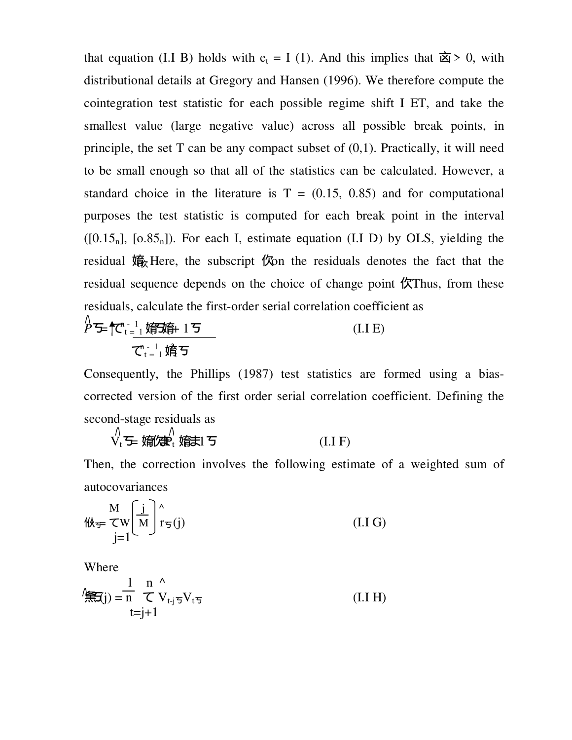that equation (I.I B) holds with $e_t = I(1)$. And this implies that $\alpha > 0$, with distributional details at Gregory and Hansen (1996). We therefore compute the cointegration test statistic for each possible regime shift $\tau \in T$, and take the smallest value (large negative value) across all possible break points, in principle, the set T can be any compact subset of (0,1). Practically, it will need to be small enough so that all of the statistics can be calculated. However, a standard choice in the literature is T = (0.15, 0.85) and for computational purposes the test statistic is computed for each break point in the interval ($[0.15_n]$, $[0.85_n]$). For each $\tau$, estimate equation (I.I D) by OLS, yielding the residual $\hat{e}_{t\tau}$. Here, the subscript $\tau$ on the residuals denotes the fact that the residual sequence depends on the choice of change point $\tau$. Thus, from these residuals, calculate the first-order serial correlation coefficient as

$$\hat{\rho}_{\tau} = \frac{\sum_{t=1}^{n-1} \hat{e}_{t\tau}\hat{e}_{t+1\tau}}{\sum_{t=1}^{n-1} \hat{e}_{t\tau}^{2}} \qquad \text{(I.I E)}$$

Consequently, the Phillips (1987) test statistics are formed using a bias-corrected version of the first order serial correlation coefficient. Defining the second-stage residuals as

$$\hat{V}_{t\tau} = \hat{e}_{t\tau} - \hat{\rho}_{\tau}\hat{e}_{t-1\tau} \qquad \text{(I.I F)}$$

Then, the correction involves the following estimate of a weighted sum of autocovariances

$$\hat{\lambda}_{\tau} = \sum_{j=1}^{M} w\left(\frac{j}{M}\right)\hat{r}_{\tau}(j) \qquad \text{(I.I G)}$$

Where

$$\hat{r}_{\tau}(j) = \frac{1}{n}\sum_{t=j+1}^{n} \hat{V}_{t-j\tau}\hat{V}_{t\tau} \qquad \text{(I.I H)}$$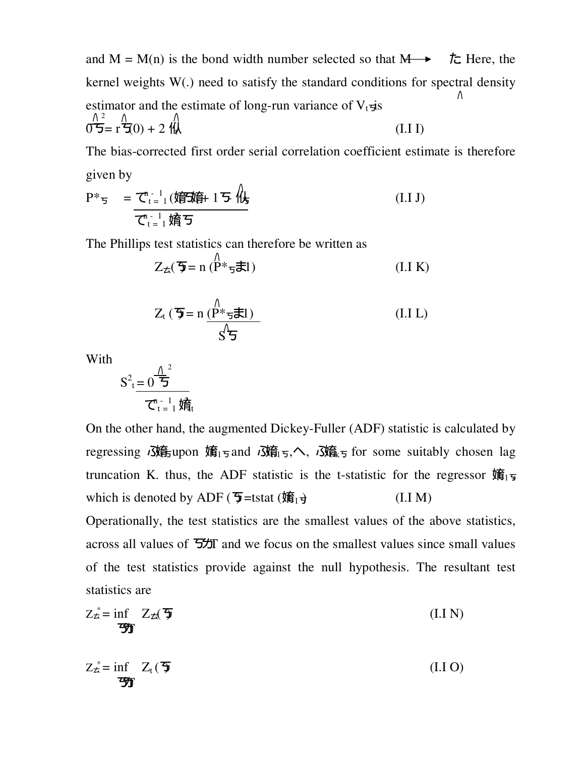and M = M(n) is the bond width number selected so that $M \longrightarrow \infty$ Here, the kernel weights W(.) need to satisfy the standard conditions for spectral density estimator and the estimate of long-run variance of $\hat{V}_{t\tau}$ is

$$\hat{\sigma}^2_{\tau} = \hat{r}_{\tau}(0) + 2\,\hat{\lambda}_{\tau} \qquad \text{(I.I I)}$$

The bias-corrected first order serial correlation coefficient estimate is therefore given by

$$P^*_{\tau} = \frac{\sum_{t=1}^{n-1}\left(\hat{\varepsilon}_{t\tau}\hat{\varepsilon}_{t+1\tau} - \hat{\lambda}_{\tau}\right)}{\sum_{t=1}^{n-1}\hat{\varepsilon}^2_{t\tau}} \qquad \text{(I.I J)}$$

The Phillips test statistics can therefore be written as

$$Z_{\alpha}(\tau) = n\,(\hat{P}^*_{\tau} - 1) \qquad \text{(I.I K)}$$

$$Z_t(\tau) = n\,\frac{(\hat{P}^*_{\tau} - 1)}{\hat{S}_{\tau}} \qquad \text{(I.I L)}$$

With

$$S^2_t = \frac{\hat{\sigma}^2_{\tau}}{\sum_{t=1}^{n-1}\hat{\varepsilon}^2_{t}}$$

On the other hand, the augmented Dickey-Fuller (ADF) statistic is calculated by regressing $\Delta\hat{\varepsilon}_{t\tau}$ upon $\hat{\varepsilon}_{1\tau}$ and $\Delta\hat{\varepsilon}_{1\tau}, \ldots, \Delta\hat{\varepsilon}_{k\tau}$ for some suitably chosen lag truncation K. thus, the ADF statistic is the t-statistic for the regressor $\hat{\varepsilon}_{1\tau}$ which is denoted by ADF $(\tau)$ = tstat $(\hat{\varepsilon}_{1\tau})$ (I.I M)

Operationally, the test statistics are the smallest values of the above statistics, across all values of $\tau \in T$ and we focus on the smallest values since small values of the test statistics provide against the null hypothesis. The resultant test statistics are

$$Z^*_{\alpha} = \inf_{\tau \in T} Z_{\alpha}(\tau) \qquad \text{(I.I N)}$$

$$Z^*_{\alpha} = \inf_{\tau \in T} Z_t(\tau) \qquad \text{(I.I O)}$$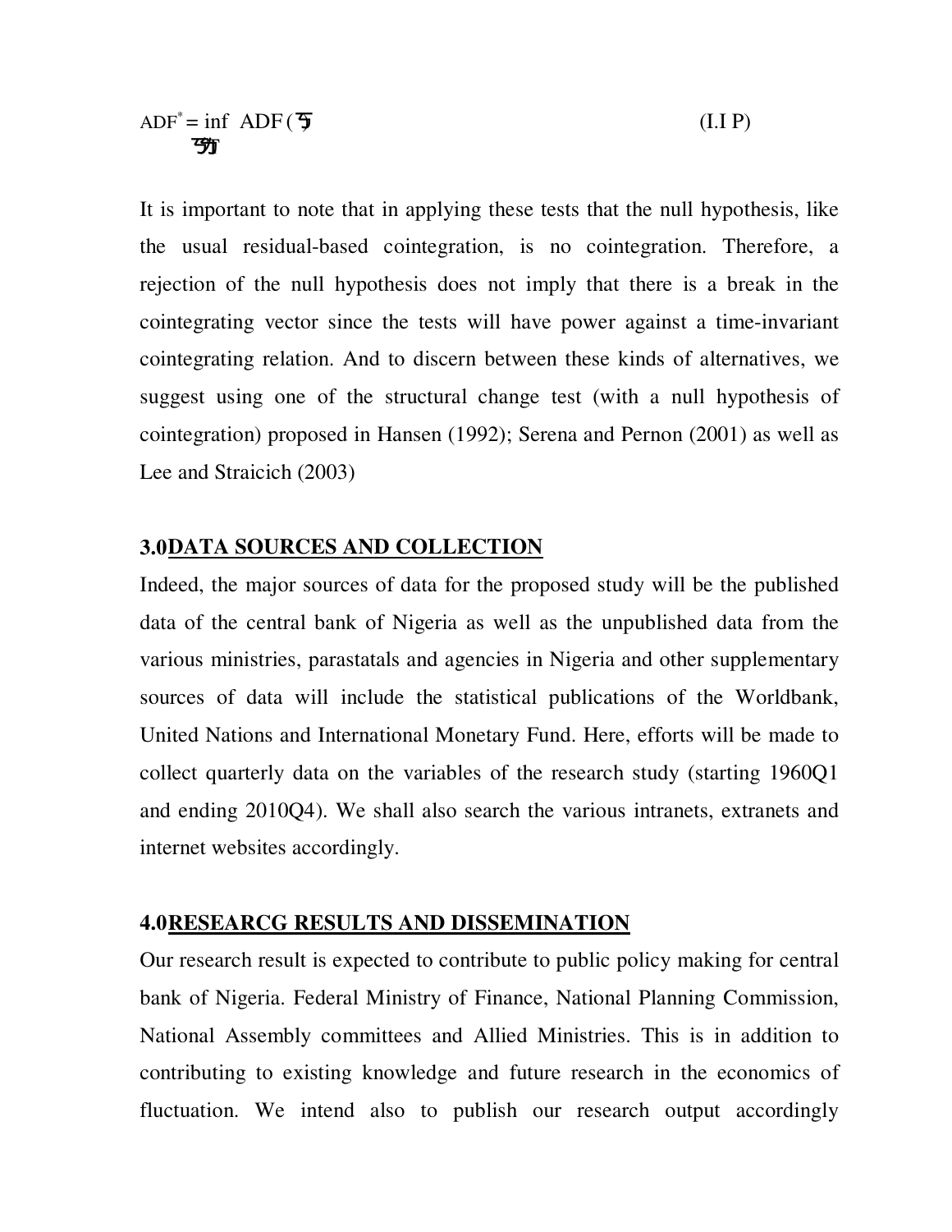$$ADF^* = \inf_{\tau \in T} ADF(\tau) \qquad \text{(I.I P)}$$

It is important to note that in applying these tests that the null hypothesis, like the usual residual-based cointegration, is no cointegration. Therefore, a rejection of the null hypothesis does not imply that there is a break in the cointegrating vector since the tests will have power against a time-invariant cointegrating relation. And to discern between these kinds of alternatives, we suggest using one of the structural change test (with a null hypothesis of cointegration) proposed in Hansen (1992); Serena and Pernon (2001) as well as Lee and Straicich (2003)

## 3.0 DATA SOURCES AND COLLECTION

Indeed, the major sources of data for the proposed study will be the published data of the central bank of Nigeria as well as the unpublished data from the various ministries, parastatals and agencies in Nigeria and other supplementary sources of data will include the statistical publications of the Worldbank, United Nations and International Monetary Fund. Here, efforts will be made to collect quarterly data on the variables of the research study (starting 1960Q1 and ending 2010Q4). We shall also search the various intranets, extranets and internet websites accordingly.

## 4.0 RESEARCG RESULTS AND DISSEMINATION

Our research result is expected to contribute to public policy making for central bank of Nigeria. Federal Ministry of Finance, National Planning Commission, National Assembly committees and Allied Ministries. This is in addition to contributing to existing knowledge and future research in the economics of fluctuation. We intend also to publish our research output accordingly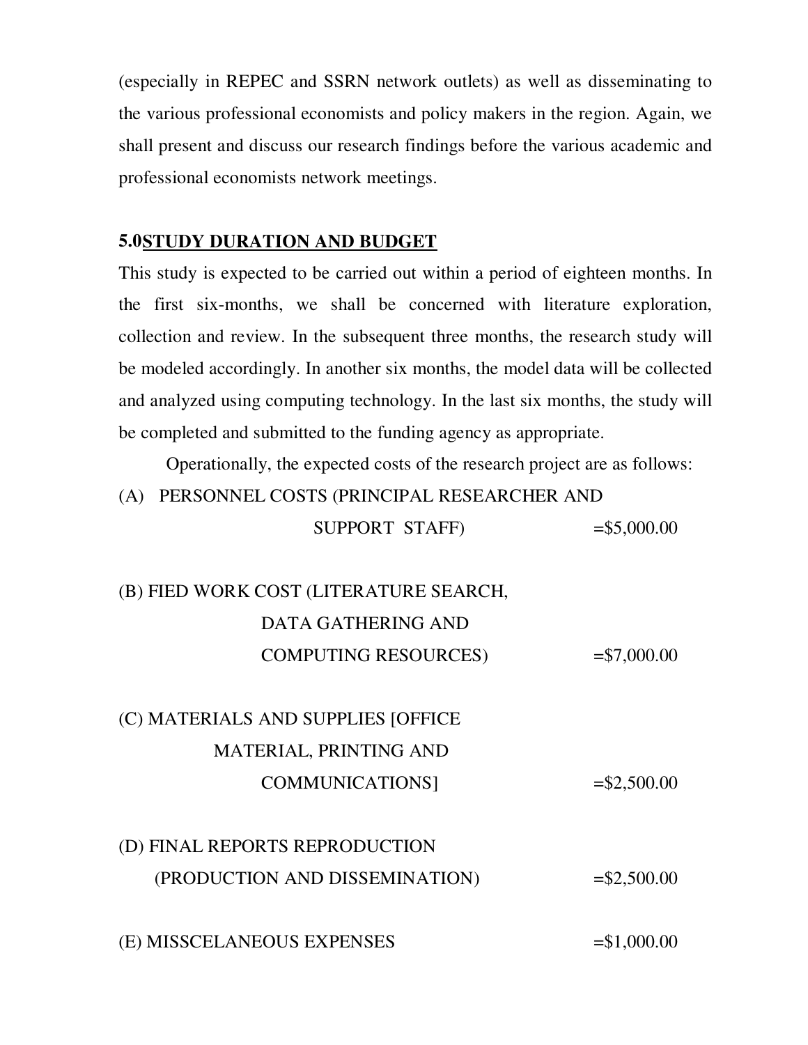(especially in REPEC and SSRN network outlets) as well as disseminating to the various professional economists and policy makers in the region. Again, we shall present and discuss our research findings before the various academic and professional economists network meetings.

## 5.0 STUDY DURATION AND BUDGET

This study is expected to be carried out within a period of eighteen months. In the first six-months, we shall be concerned with literature exploration, collection and review. In the subsequent three months, the research study will be modeled accordingly. In another six months, the model data will be collected and analyzed using computing technology. In the last six months, the study will be completed and submitted to the funding agency as appropriate.

Operationally, the expected costs of the research project are as follows:

(A) PERSONNEL COSTS (PRINCIPAL RESEARCHER AND SUPPORT STAFF) =$5,000.00

(B) FIED WORK COST (LITERATURE SEARCH, DATA GATHERING AND COMPUTING RESOURCES) =$7,000.00

(C) MATERIALS AND SUPPLIES [OFFICE MATERIAL, PRINTING AND COMMUNICATIONS] =$2,500.00

(D) FINAL REPORTS REPRODUCTION (PRODUCTION AND DISSEMINATION) =$2,500.00

(E) MISSCELANEOUS EXPENSES =$1,000.00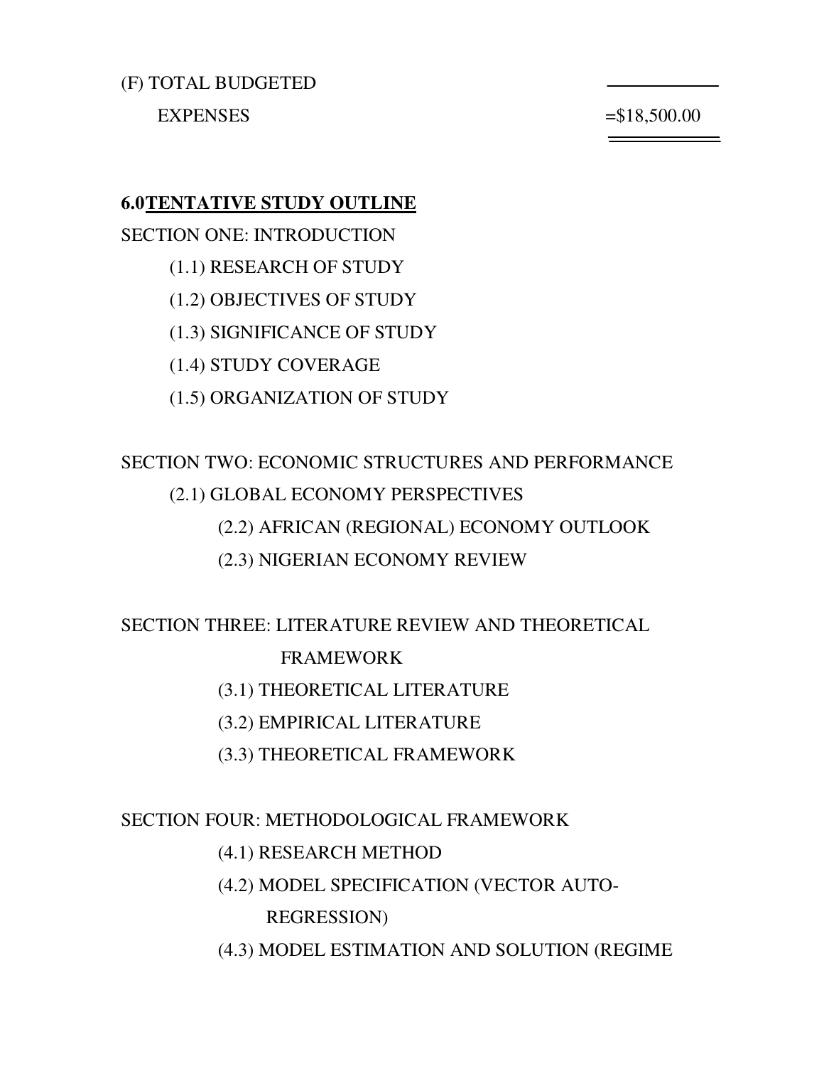(F) TOTAL BUDGETED

EXPENSES =$18,500.00

## 6.0 TENTATIVE STUDY OUTLINE

SECTION ONE: INTRODUCTION

- (1.1) RESEARCH OF STUDY
- (1.2) OBJECTIVES OF STUDY
- (1.3) SIGNIFICANCE OF STUDY
- (1.4) STUDY COVERAGE
- (1.5) ORGANIZATION OF STUDY

SECTION TWO: ECONOMIC STRUCTURES AND PERFORMANCE

- (2.1) GLOBAL ECONOMY PERSPECTIVES
- (2.2) AFRICAN (REGIONAL) ECONOMY OUTLOOK
- (2.3) NIGERIAN ECONOMY REVIEW

SECTION THREE: LITERATURE REVIEW AND THEORETICAL FRAMEWORK

- (3.1) THEORETICAL LITERATURE
- (3.2) EMPIRICAL LITERATURE
- (3.3) THEORETICAL FRAMEWORK

SECTION FOUR: METHODOLOGICAL FRAMEWORK

- (4.1) RESEARCH METHOD
- (4.2) MODEL SPECIFICATION (VECTOR AUTO-REGRESSION)
- (4.3) MODEL ESTIMATION AND SOLUTION (REGIME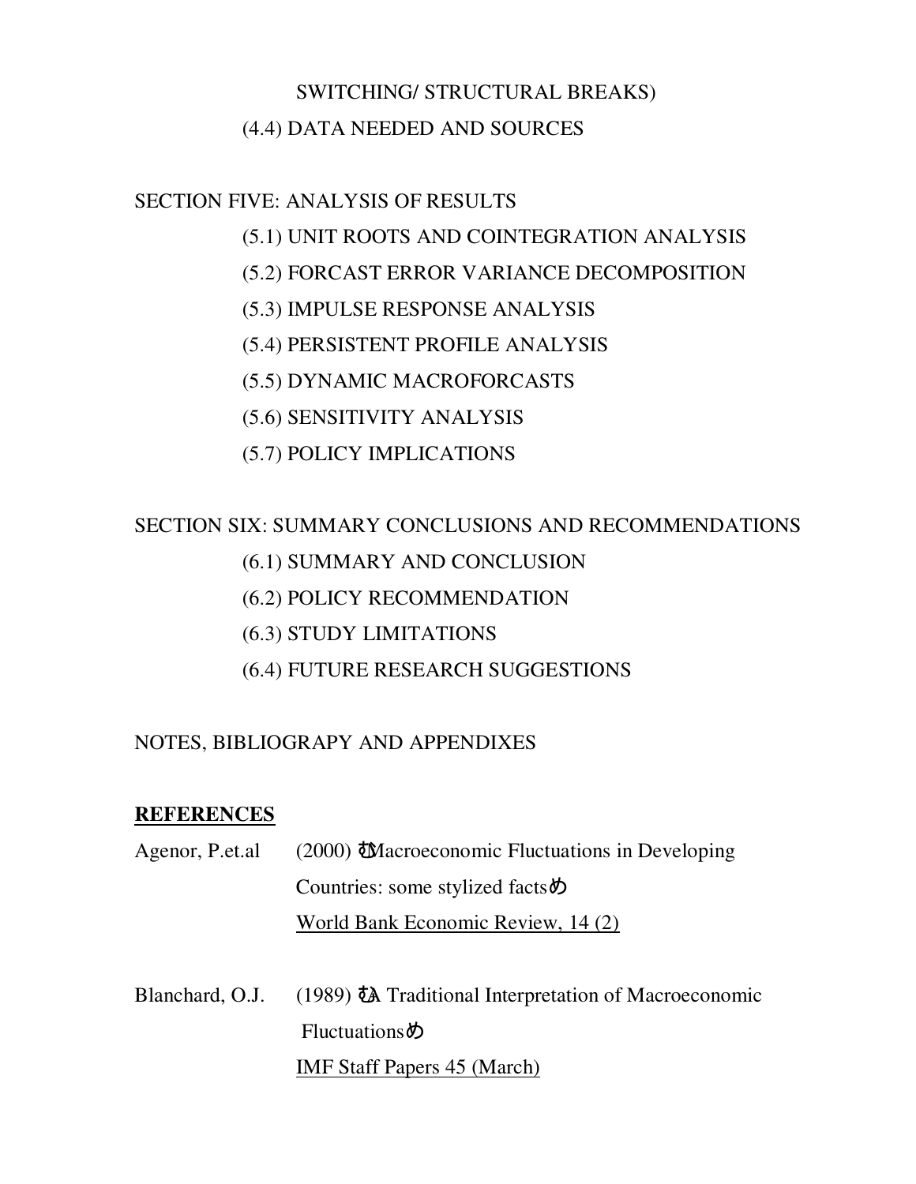SWITCHING/ STRUCTURAL BREAKS)

(4.4) DATA NEEDED AND SOURCES

SECTION FIVE: ANALYSIS OF RESULTS

(5.1) UNIT ROOTS AND COINTEGRATION ANALYSIS

(5.2) FORCAST ERROR VARIANCE DECOMPOSITION

(5.3) IMPULSE RESPONSE ANALYSIS

(5.4) PERSISTENT PROFILE ANALYSIS

(5.5) DYNAMIC MACROFORCASTS

(5.6) SENSITIVITY ANALYSIS

(5.7) POLICY IMPLICATIONS

SECTION SIX: SUMMARY CONCLUSIONS AND RECOMMENDATIONS

(6.1) SUMMARY AND CONCLUSION

(6.2) POLICY RECOMMENDATION

(6.3) STUDY LIMITATIONS

(6.4) FUTURE RESEARCH SUGGESTIONS

NOTES, BIBLIOGRAPY AND APPENDIXES

**REFERENCES**

Agenor, P.et.al (2000) むMacroeconomic Fluctuations in Developing Countries: some stylized factsめ <u>World Bank Economic Review, 14 (2)</u>

Blanchard, O.J. (1989) むA Traditional Interpretation of Macroeconomic Fluctuationsめ <u>IMF Staff Papers 45 (March)</u>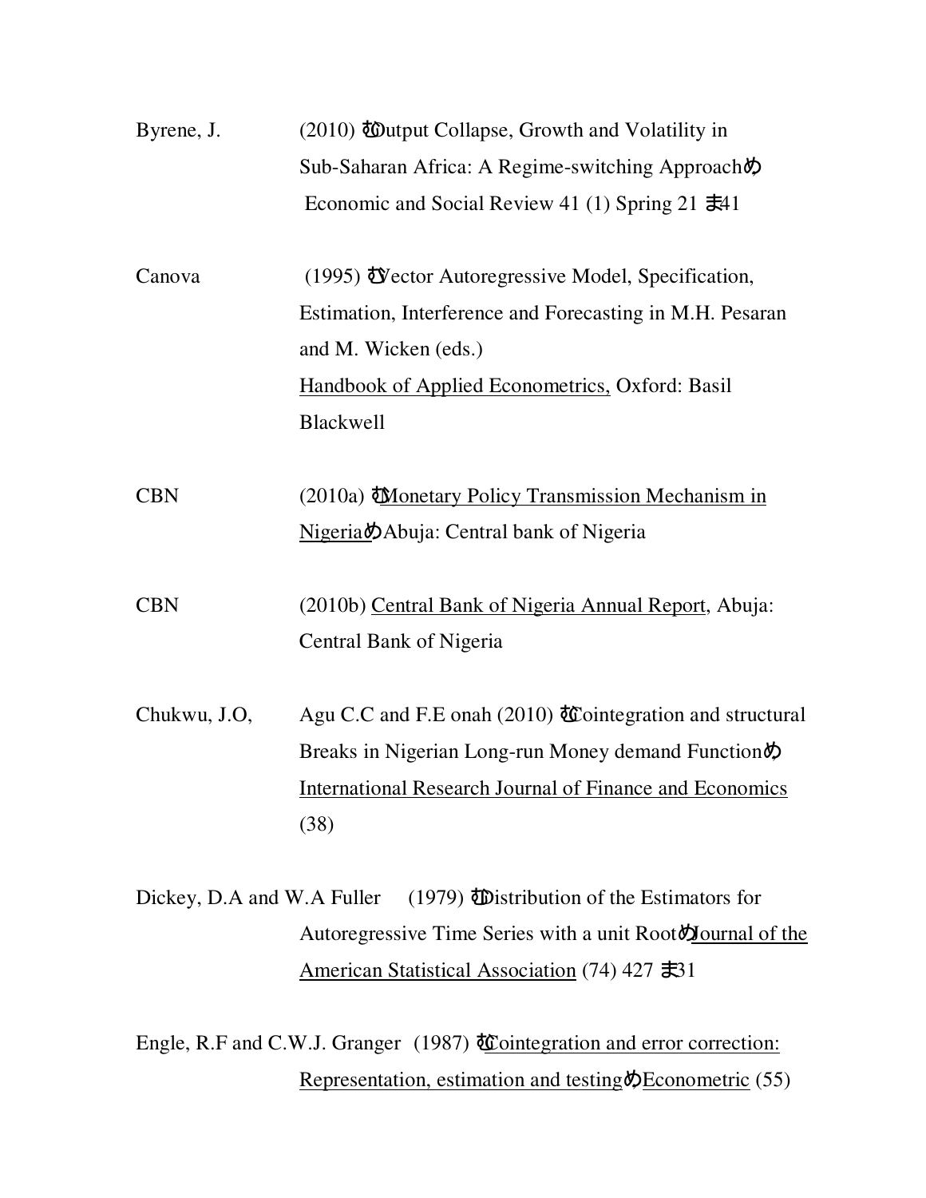Byrene, J. (2010) むOutput Collapse, Growth and Volatility in Sub-Saharan Africa: A Regime-switching Approachめ Economic and Social Review 41 (1) Spring 21 ま41

Canova (1995) むVector Autoregressive Model, Specification, Estimation, Interference and Forecasting in M.H. Pesaran and M. Wicken (eds.) Handbook of Applied Econometrics, Oxford: Basil Blackwell

CBN (2010a) むMonetary Policy Transmission Mechanism in NigeriaめAbuja: Central bank of Nigeria

CBN (2010b) Central Bank of Nigeria Annual Report, Abuja: Central Bank of Nigeria

Chukwu, J.O, Agu C.C and F.E onah (2010) むCointegration and structural Breaks in Nigerian Long-run Money demand Functionめ International Research Journal of Finance and Economics (38)

Dickey, D.A and W.A Fuller (1979) むDistribution of the Estimators for Autoregressive Time Series with a unit RootめJournal of the American Statistical Association (74) 427 ま31

Engle, R.F and C.W.J. Granger (1987) むCointegration and error correction: Representation, estimation and testingめEconometric (55)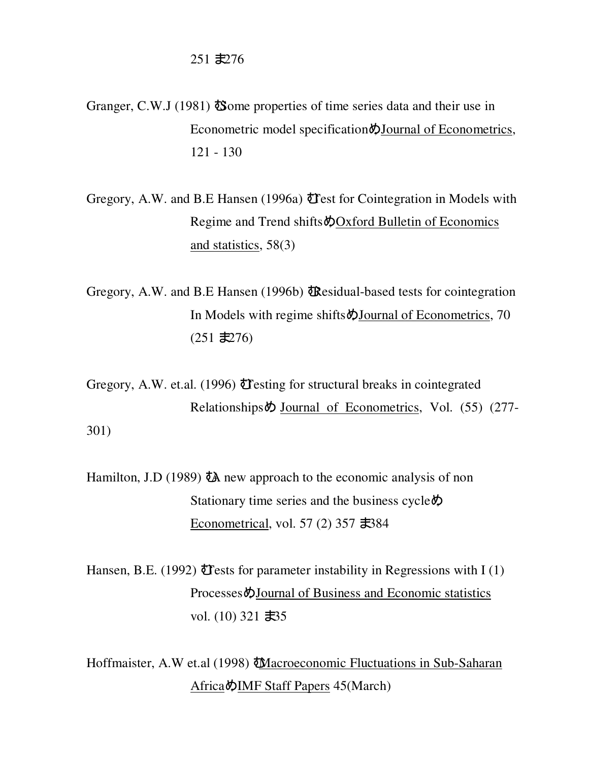251 ま276

Granger, C.W.J (1981) むSome properties of time series data and their use in Econometric model specificationめJournal of Econometrics, 121 - 130

Gregory, A.W. and B.E Hansen (1996a) むTest for Cointegration in Models with Regime and Trend shiftsめOxford Bulletin of Economics and statistics, 58(3)

Gregory, A.W. and B.E Hansen (1996b) むResidual-based tests for cointegration In Models with regime shiftsめJournal of Econometrics, 70 (251 ま276)

Gregory, A.W. et.al. (1996) むTesting for structural breaks in cointegrated Relationshipsめ Journal of Econometrics, Vol. (55) (277-301)

Hamilton, J.D (1989) むA new approach to the economic analysis of non Stationary time series and the business cycleめ Econometrical, vol. 57 (2) 357 ま384

Hansen, B.E. (1992) むTests for parameter instability in Regressions with I (1) ProcessesめJournal of Business and Economic statistics vol. (10) 321 ま35

Hoffmaister, A.W et.al (1998) むMacroeconomic Fluctuations in Sub-Saharan AfricaめIMF Staff Papers 45(March)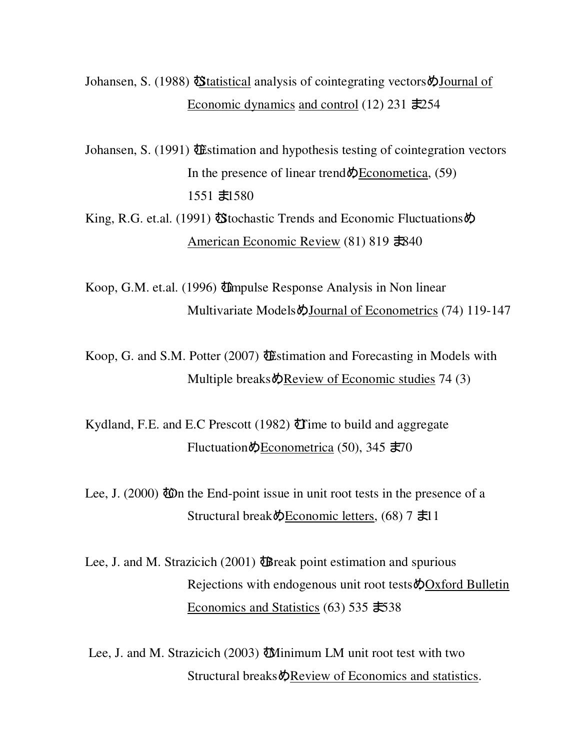Johansen, S. (1988) むStatistical analysis of cointegrating vectorsめJournal of Economic dynamics and control (12) 231 ま254

Johansen, S. (1991) むEstimation and hypothesis testing of cointegration vectors In the presence of linear trendめEconometica, (59) 1551 ま1580

King, R.G. et.al. (1991) むStochastic Trends and Economic Fluctuationsめ American Economic Review (81) 819 ま840

Koop, G.M. et.al. (1996) むImpulse Response Analysis in Non linear Multivariate ModelsめJournal of Econometrics (74) 119-147

Koop, G. and S.M. Potter (2007) むEstimation and Forecasting in Models with Multiple breaksめReview of Economic studies 74 (3)

Kydland, F.E. and E.C Prescott (1982) むTime to build and aggregate FluctuationめEconometrica (50), 345 ま70

Lee, J. (2000) むOn the End-point issue in unit root tests in the presence of a Structural breakめEconomic letters, (68) 7 ま11

Lee, J. and M. Strazicich (2001) むBreak point estimation and spurious Rejections with endogenous unit root testsめOxford Bulletin Economics and Statistics (63) 535 ま538

Lee, J. and M. Strazicich (2003) むMinimum LM unit root test with two Structural breaksめReview of Economics and statistics.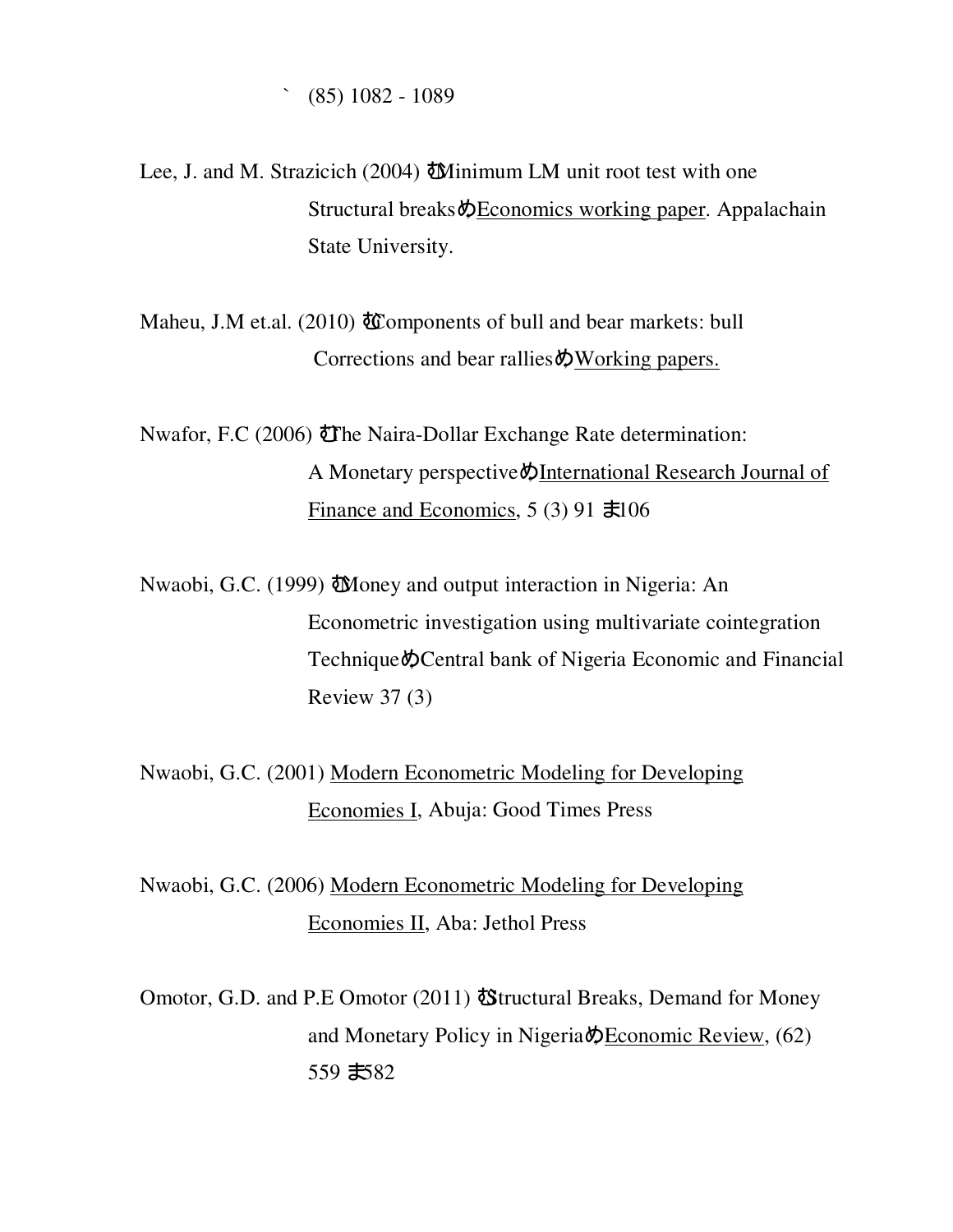` (85) 1082 - 1089

Lee, J. and M. Strazicich (2004) むMinimum LM unit root test with one Structural breaksめEconomics working paper. Appalachain State University.

Maheu, J.M et.al. (2010) むComponents of bull and bear markets: bull Corrections and bear ralliesめWorking papers.

Nwafor, F.C (2006) むThe Naira-Dollar Exchange Rate determination: A Monetary perspectiveめInternational Research Journal of Finance and Economics, 5 (3) 91 ま106

Nwaobi, G.C. (1999) むMoney and output interaction in Nigeria: An Econometric investigation using multivariate cointegration TechniqueめCentral bank of Nigeria Economic and Financial Review 37 (3)

Nwaobi, G.C. (2001) Modern Econometric Modeling for Developing Economies I, Abuja: Good Times Press

Nwaobi, G.C. (2006) Modern Econometric Modeling for Developing Economies II, Aba: Jethol Press

Omotor, G.D. and P.E Omotor (2011) むStructural Breaks, Demand for Money and Monetary Policy in NigeriaめEconomic Review, (62) 559 ま582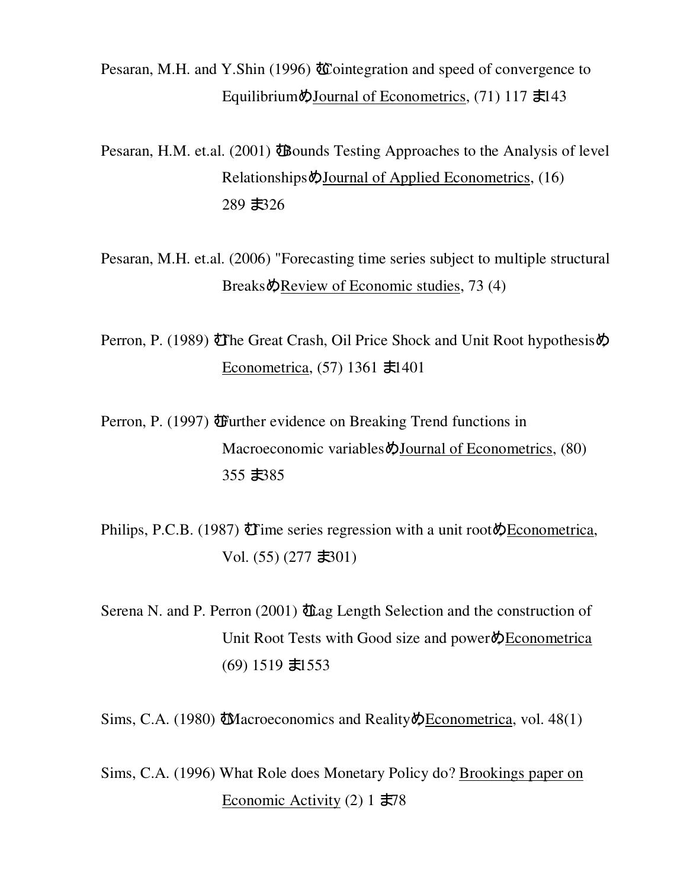Pesaran, M.H. and Y.Shin (1996) むCointegration and speed of convergence to Equilibriumめ Journal of Econometrics, (71) 117 ま143

Pesaran, H.M. et.al. (2001) むBounds Testing Approaches to the Analysis of level Relationshipsめ Journal of Applied Econometrics, (16) 289 ま326

Pesaran, M.H. et.al. (2006) "Forecasting time series subject to multiple structural Breaksめ Review of Economic studies, 73 (4)

Perron, P. (1989) むThe Great Crash, Oil Price Shock and Unit Root hypothesisめ Econometrica, (57) 1361 ま1401

Perron, P. (1997) むFurther evidence on Breaking Trend functions in Macroeconomic variablesめ Journal of Econometrics, (80) 355 ま385

Philips, P.C.B. (1987) むTime series regression with a unit rootめ Econometrica, Vol. (55) (277 ま301)

Serena N. and P. Perron (2001) むLag Length Selection and the construction of Unit Root Tests with Good size and powerめ Econometrica (69) 1519 ま1553

Sims, C.A. (1980) むMacroeconomics and Realityめ Econometrica, vol. 48(1)

Sims, C.A. (1996) What Role does Monetary Policy do? Brookings paper on Economic Activity (2) 1 ま78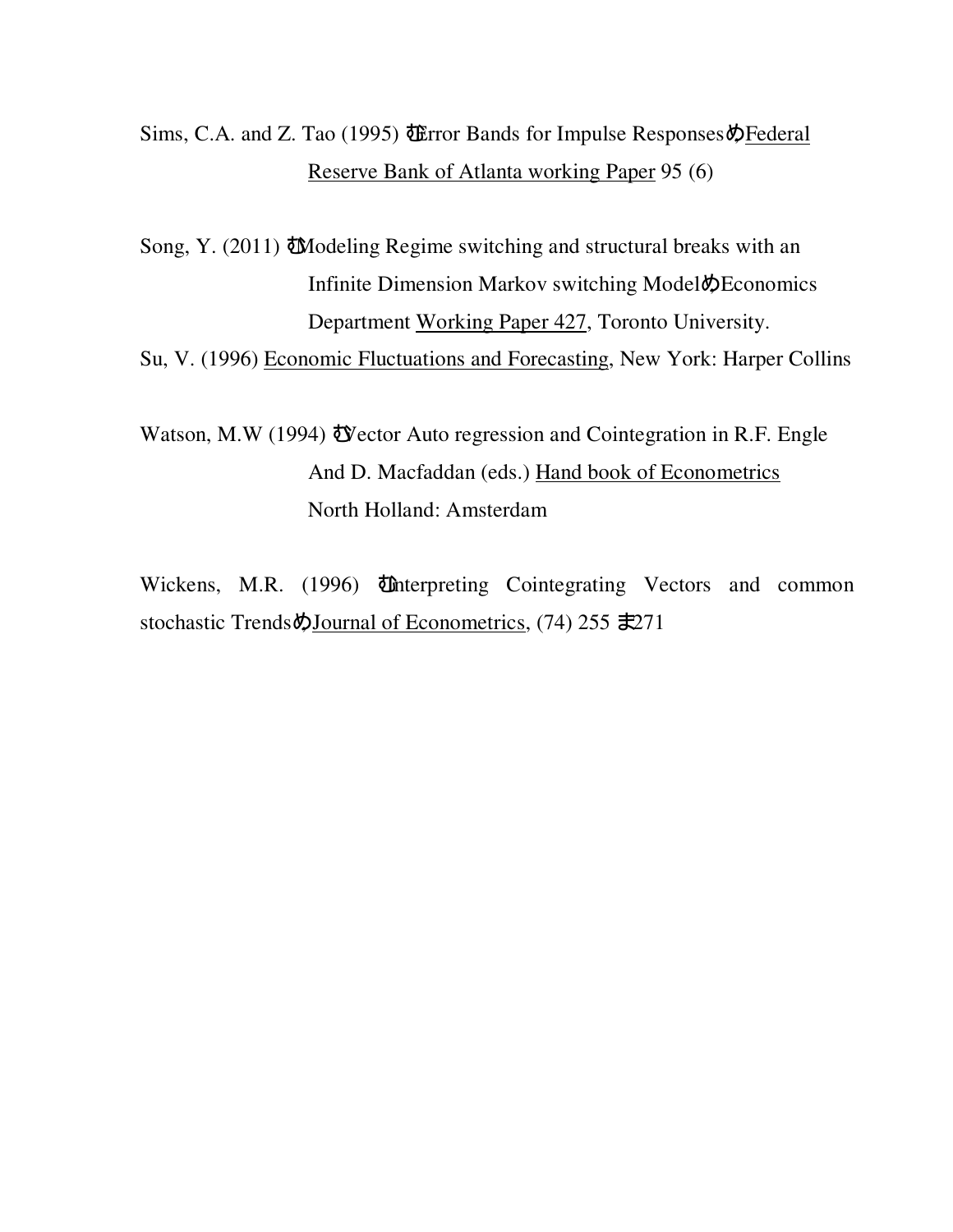Sims, C.A. and Z. Tao (1995) 〝Error Bands for Impulse Responses〞Federal Reserve Bank of Atlanta working Paper 95 (6)

Song, Y. (2011) 〝Modeling Regime switching and structural breaks with an Infinite Dimension Markov switching Model〞Economics Department Working Paper 427, Toronto University.

Su, V. (1996) Economic Fluctuations and Forecasting, New York: Harper Collins

Watson, M.W (1994) 〝Vector Auto regression and Cointegration in R.F. Engle And D. Macfaddan (eds.) Hand book of Econometrics North Holland: Amsterdam

Wickens, M.R. (1996) 〝Interpreting Cointegrating Vectors and common stochastic Trends〞Journal of Econometrics, (74) 255 –271